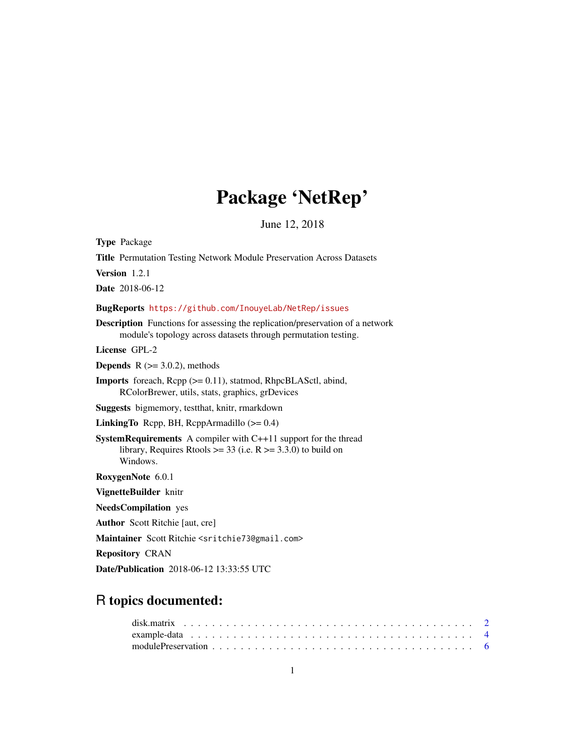# Package 'NetRep'

June 12, 2018

**Type** Package

**Title** Permutation Testing Network Module Preservation Across Datasets

**Version** 1.2.1

**Date** 2018-06-12

**BugReports** https://github.com/InouyeLab/NetRep/issues

**Description** Functions for assessing the replication/preservation of a network module's topology across datasets through permutation testing.

**License** GPL-2

**Depends** R (>= 3.0.2), methods

**Imports** foreach, Rcpp (>= 0.11), statmod, RhpcBLASctl, abind, RColorBrewer, utils, stats, graphics, grDevices

**Suggests** bigmemory, testthat, knitr, rmarkdown

**LinkingTo** Rcpp, BH, RcppArmadillo (>= 0.4)

**SystemRequirements** A compiler with C++11 support for the thread library, Requires Rtools >= 33 (i.e. R >= 3.3.0) to build on Windows.

**RoxygenNote** 6.0.1

**VignetteBuilder** knitr

**NeedsCompilation** yes

**Author** Scott Ritchie [aut, cre]

**Maintainer** Scott Ritchie <sritchie73@gmail.com>

**Repository** CRAN

**Date/Publication** 2018-06-12 13:33:55 UTC

## R topics documented:

- disk.matrix . . . . . . . . . . . . . . . . . . . . . . . . . . . . . . . . . . . . . . 2
- example-data . . . . . . . . . . . . . . . . . . . . . . . . . . . . . . . . . . . . . 4
- modulePreservation . . . . . . . . . . . . . . . . . . . . . . . . . . . . . . . . . . 6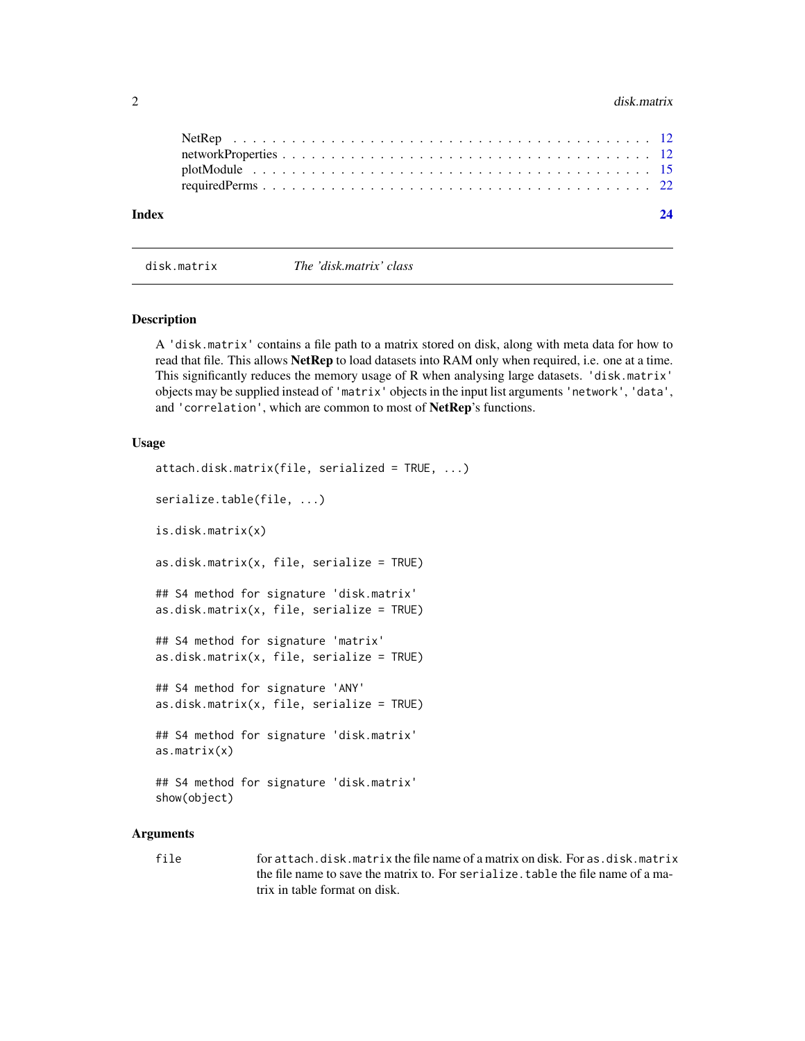| | |
|---|---|
| NetRep | 12 |
| networkProperties | 12 |
| plotModule | 15 |
| requiredPerms | 22 |
| **Index** | **24** |

---

`disk.matrix` *The 'disk.matrix' class*

---

### Description

A `'disk.matrix'` contains a file path to a matrix stored on disk, along with meta data for how to read that file. This allows **NetRep** to load datasets into RAM only when required, i.e. one at a time. This significantly reduces the memory usage of R when analysing large datasets. `'disk.matrix'` objects may be supplied instead of `'matrix'` objects in the input list arguments `'network'`, `'data'`, and `'correlation'`, which are common to most of **NetRep**'s functions.

### Usage

```
attach.disk.matrix(file, serialized = TRUE, ...)

serialize.table(file, ...)

is.disk.matrix(x)

as.disk.matrix(x, file, serialize = TRUE)

## S4 method for signature 'disk.matrix'
as.disk.matrix(x, file, serialize = TRUE)

## S4 method for signature 'matrix'
as.disk.matrix(x, file, serialize = TRUE)

## S4 method for signature 'ANY'
as.disk.matrix(x, file, serialize = TRUE)

## S4 method for signature 'disk.matrix'
as.matrix(x)

## S4 method for signature 'disk.matrix'
show(object)
```

### Arguments

| | |
|---|---|
| `file` | for `attach.disk.matrix` the file name of a matrix on disk. For `as.disk.matrix` the file name to save the matrix to. For `serialize.table` the file name of a matrix in table format on disk. |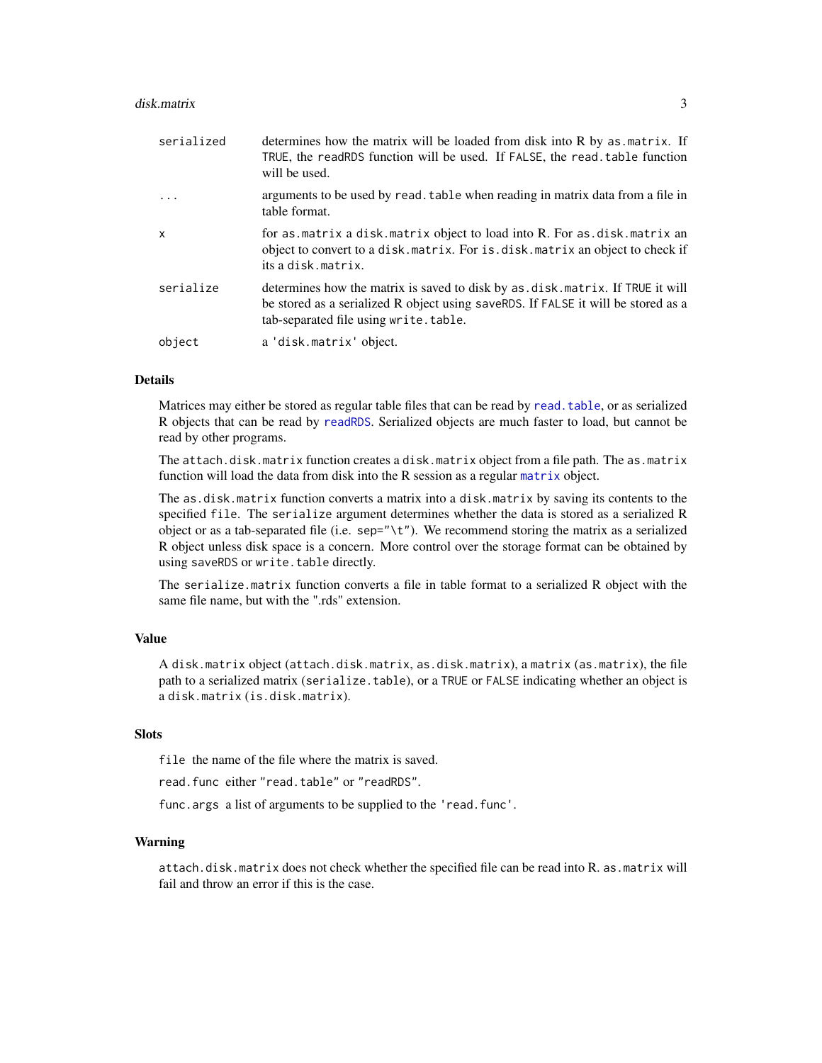| | |
|---|---|
| `serialized` | determines how the matrix will be loaded from disk into R by `as.matrix`. If `TRUE`, the `readRDS` function will be used. If `FALSE`, the `read.table` function will be used. |
| `...` | arguments to be used by `read.table` when reading in matrix data from a file in table format. |
| `x` | for `as.matrix` a `disk.matrix` object to load into R. For `as.disk.matrix` an object to convert to a `disk.matrix`. For `is.disk.matrix` an object to check if its a `disk.matrix`. |
| `serialize` | determines how the matrix is saved to disk by `as.disk.matrix`. If `TRUE` it will be stored as a serialized R object using `saveRDS`. If `FALSE` it will be stored as a tab-separated file using `write.table`. |
| `object` | a 'disk.matrix' object. |

## Details

Matrices may either be stored as regular table files that can be read by `read.table`, or as serialized R objects that can be read by `readRDS`. Serialized objects are much faster to load, but cannot be read by other programs.

The `attach.disk.matrix` function creates a `disk.matrix` object from a file path. The `as.matrix` function will load the data from disk into the R session as a regular `matrix` object.

The `as.disk.matrix` function converts a matrix into a `disk.matrix` by saving its contents to the specified `file`. The `serialize` argument determines whether the data is stored as a serialized R object or as a tab-separated file (i.e. `sep="\t"`). We recommend storing the matrix as a serialized R object unless disk space is a concern. More control over the storage format can be obtained by using `saveRDS` or `write.table` directly.

The `serialize.matrix` function converts a file in table format to a serialized R object with the same file name, but with the ".rds" extension.

## Value

A `disk.matrix` object (`attach.disk.matrix`, `as.disk.matrix`), a `matrix` (`as.matrix`), the file path to a serialized matrix (`serialize.table`), or a `TRUE` or `FALSE` indicating whether an object is a `disk.matrix` (`is.disk.matrix`).

## Slots

`file` the name of the file where the matrix is saved.

`read.func` either `"read.table"` or `"readRDS"`.

`func.args` a list of arguments to be supplied to the `'read.func'`.

## Warning

`attach.disk.matrix` does not check whether the specified file can be read into R. `as.matrix` will fail and throw an error if this is the case.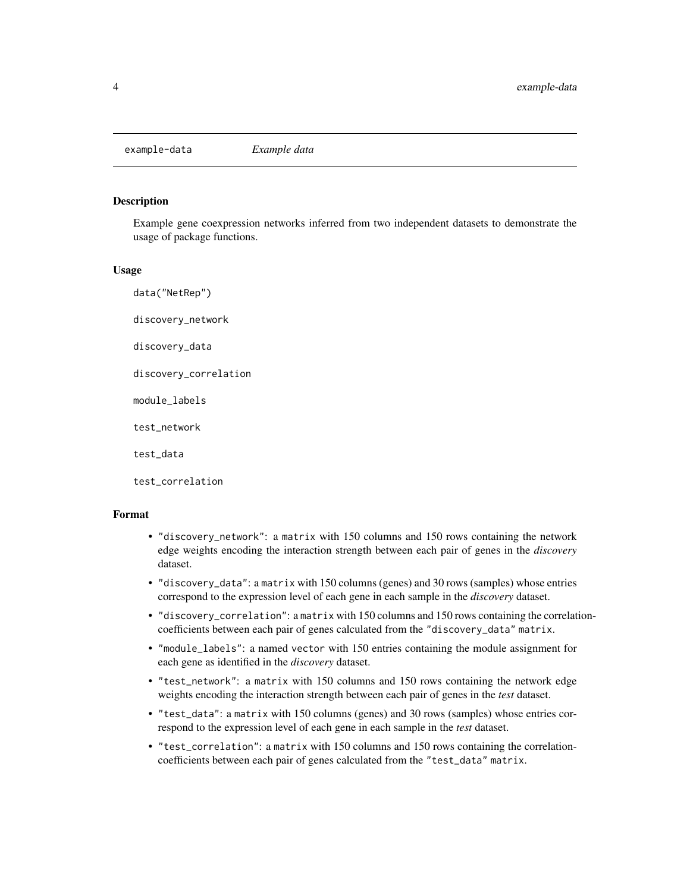example-data *Example data*

## Description

Example gene coexpression networks inferred from two independent datasets to demonstrate the usage of package functions.

## Usage

```
data("NetRep")

discovery_network

discovery_data

discovery_correlation

module_labels

test_network

test_data

test_correlation
```

## Format

- "discovery_network": a matrix with 150 columns and 150 rows containing the network edge weights encoding the interaction strength between each pair of genes in the *discovery* dataset.
- "discovery_data": a matrix with 150 columns (genes) and 30 rows (samples) whose entries correspond to the expression level of each gene in each sample in the *discovery* dataset.
- "discovery_correlation": a matrix with 150 columns and 150 rows containing the correlation-coefficients between each pair of genes calculated from the "discovery_data" matrix.
- "module_labels": a named vector with 150 entries containing the module assignment for each gene as identified in the *discovery* dataset.
- "test_network": a matrix with 150 columns and 150 rows containing the network edge weights encoding the interaction strength between each pair of genes in the *test* dataset.
- "test_data": a matrix with 150 columns (genes) and 30 rows (samples) whose entries correspond to the expression level of each gene in each sample in the *test* dataset.
- "test_correlation": a matrix with 150 columns and 150 rows containing the correlation-coefficients between each pair of genes calculated from the "test_data" matrix.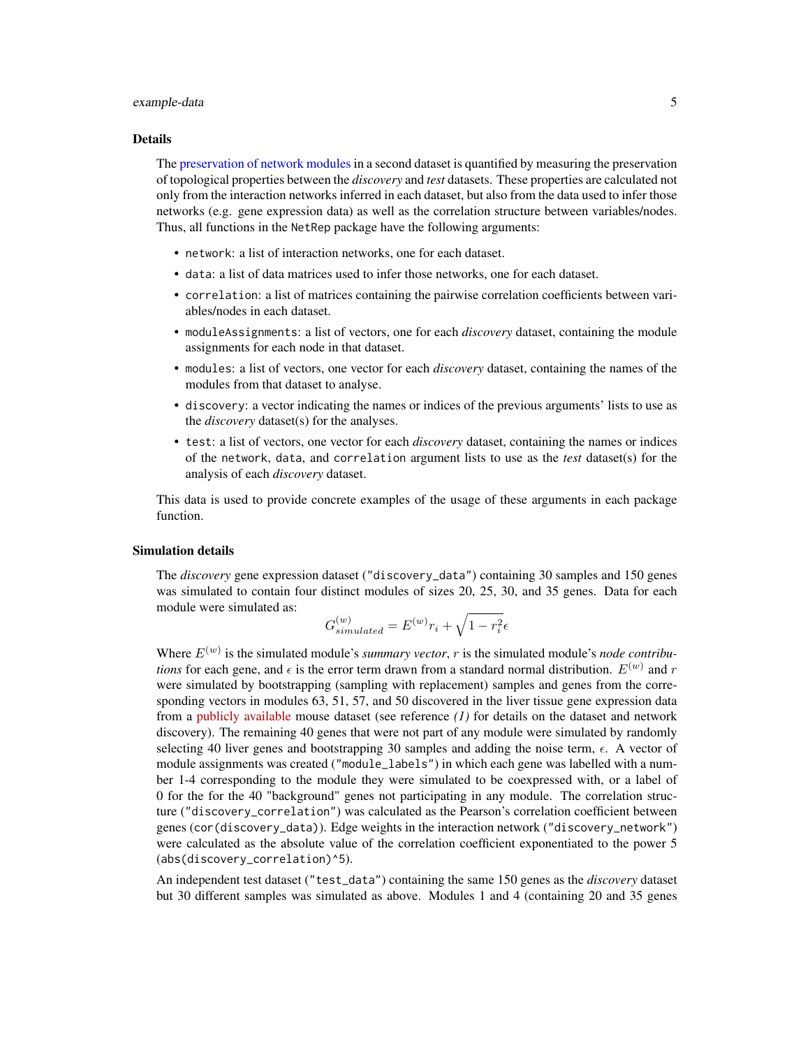### Details

The preservation of network modules in a second dataset is quantified by measuring the preservation of topological properties between the *discovery* and *test* datasets. These properties are calculated not only from the interaction networks inferred in each dataset, but also from the data used to infer those networks (e.g. gene expression data) as well as the correlation structure between variables/nodes. Thus, all functions in the `NetRep` package have the following arguments:

- `network`: a list of interaction networks, one for each dataset.
- `data`: a list of data matrices used to infer those networks, one for each dataset.
- `correlation`: a list of matrices containing the pairwise correlation coefficients between variables/nodes in each dataset.
- `moduleAssignments`: a list of vectors, one for each *discovery* dataset, containing the module assignments for each node in that dataset.
- `modules`: a list of vectors, one vector for each *discovery* dataset, containing the names of the modules from that dataset to analyse.
- `discovery`: a vector indicating the names or indices of the previous arguments' lists to use as the *discovery* dataset(s) for the analyses.
- `test`: a list of vectors, one vector for each *discovery* dataset, containing the names or indices of the `network`, `data`, and `correlation` argument lists to use as the *test* dataset(s) for the analysis of each *discovery* dataset.

This data is used to provide concrete examples of the usage of these arguments in each package function.

### Simulation details

The *discovery* gene expression dataset (`"discovery_data"`) containing 30 samples and 150 genes was simulated to contain four distinct modules of sizes 20, 25, 30, and 35 genes. Data for each module were simulated as:

$$G^{(w)}_{simulated} = E^{(w)} r_i + \sqrt{1 - r_i^2}\epsilon$$

Where $E^{(w)}$ is the simulated module's *summary vector*, $r$ is the simulated module's *node contributions* for each gene, and $\epsilon$ is the error term drawn from a standard normal distribution. $E^{(w)}$ and $r$ were simulated by bootstrapping (sampling with replacement) samples and genes from the corresponding vectors in modules 63, 51, 57, and 50 discovered in the liver tissue gene expression data from a publicly available mouse dataset (see reference *(1)* for details on the dataset and network discovery). The remaining 40 genes that were not part of any module were simulated by randomly selecting 40 liver genes and bootstrapping 30 samples and adding the noise term, $\epsilon$. A vector of module assignments was created (`"module_labels"`) in which each gene was labelled with a number 1-4 corresponding to the module they were simulated to be coexpressed with, or a label of 0 for the for the 40 "background" genes not participating in any module. The correlation structure (`"discovery_correlation"`) was calculated as the Pearson's correlation coefficient between genes (`cor(discovery_data)`). Edge weights in the interaction network (`"discovery_network"`) were calculated as the absolute value of the correlation coefficient exponentiated to the power 5 (`abs(discovery_correlation)^5`).

An independent test dataset (`"test_data"`) containing the same 150 genes as the *discovery* dataset but 30 different samples was simulated as above. Modules 1 and 4 (containing 20 and 35 genes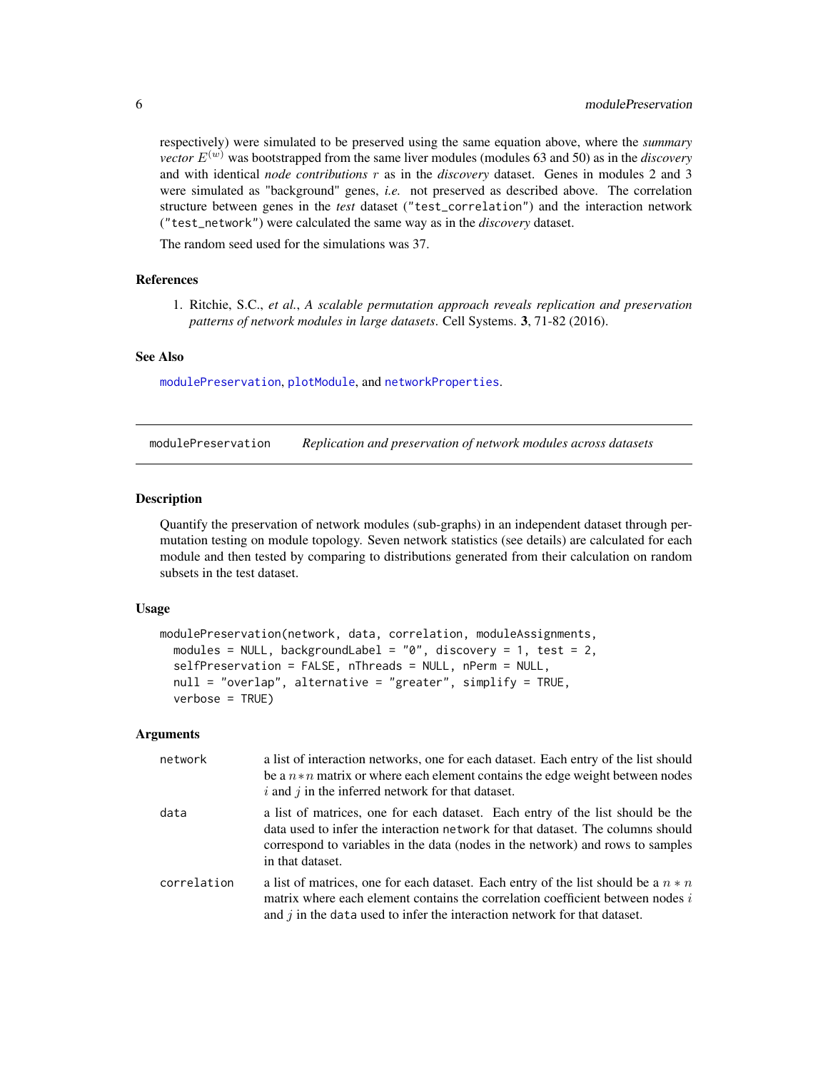respectively) were simulated to be preserved using the same equation above, where the *summary vector* $E^{(w)}$ was bootstrapped from the same liver modules (modules 63 and 50) as in the *discovery* and with identical *node contributions* $r$ as in the *discovery* dataset. Genes in modules 2 and 3 were simulated as "background" genes, *i.e.* not preserved as described above. The correlation structure between genes in the *test* dataset (`"test_correlation"`) and the interaction network (`"test_network"`) were calculated the same way as in the *discovery* dataset.

The random seed used for the simulations was 37.

### References

1. Ritchie, S.C., *et al.*, *A scalable permutation approach reveals replication and preservation patterns of network modules in large datasets*. Cell Systems. **3**, 71-82 (2016).

### See Also

`modulePreservation`, `plotModule`, and `networkProperties`.

---

## modulePreservation — *Replication and preservation of network modules across datasets*

### Description

Quantify the preservation of network modules (sub-graphs) in an independent dataset through permutation testing on module topology. Seven network statistics (see details) are calculated for each module and then tested by comparing to distributions generated from their calculation on random subsets in the test dataset.

### Usage

```
modulePreservation(network, data, correlation, moduleAssignments,
  modules = NULL, backgroundLabel = "0", discovery = 1, test = 2,
  selfPreservation = FALSE, nThreads = NULL, nPerm = NULL,
  null = "overlap", alternative = "greater", simplify = TRUE,
  verbose = TRUE)
```

### Arguments

| | |
|---|---|
| `network` | a list of interaction networks, one for each dataset. Each entry of the list should be a $n * n$ matrix or where each element contains the edge weight between nodes $i$ and $j$ in the inferred network for that dataset. |
| `data` | a list of matrices, one for each dataset. Each entry of the list should be the data used to infer the interaction `network` for that dataset. The columns should correspond to variables in the data (nodes in the network) and rows to samples in that dataset. |
| `correlation` | a list of matrices, one for each dataset. Each entry of the list should be a $n * n$ matrix where each element contains the correlation coefficient between nodes $i$ and $j$ in the `data` used to infer the interaction network for that dataset. |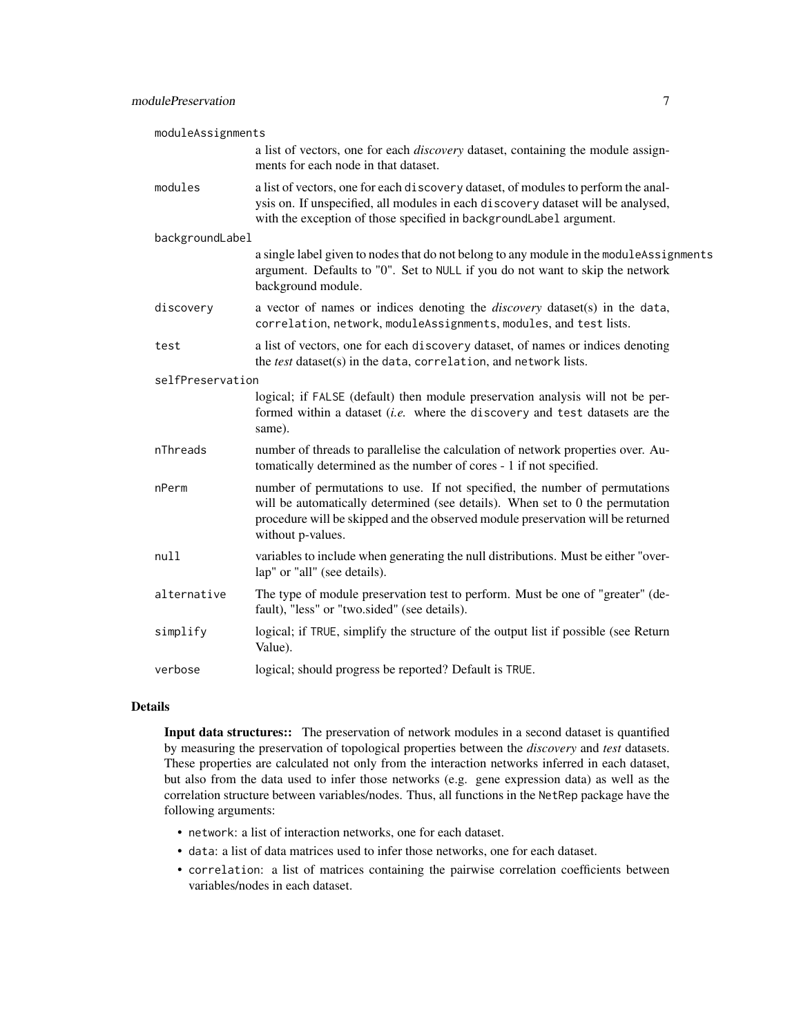moduleAssignments
: a list of vectors, one for each *discovery* dataset, containing the module assignments for each node in that dataset.

modules
: a list of vectors, one for each `discovery` dataset, of modules to perform the analysis on. If unspecified, all modules in each `discovery` dataset will be analysed, with the exception of those specified in `backgroundLabel` argument.

backgroundLabel
: a single label given to nodes that do not belong to any module in the `moduleAssignments` argument. Defaults to "0". Set to `NULL` if you do not want to skip the network background module.

discovery
: a vector of names or indices denoting the *discovery* dataset(s) in the `data`, `correlation`, `network`, `moduleAssignments`, `modules`, and `test` lists.

test
: a list of vectors, one for each `discovery` dataset, of names or indices denoting the *test* dataset(s) in the `data`, `correlation`, and `network` lists.

selfPreservation
: logical; if `FALSE` (default) then module preservation analysis will not be performed within a dataset (*i.e.* where the `discovery` and `test` datasets are the same).

nThreads
: number of threads to parallelise the calculation of network properties over. Automatically determined as the number of cores - 1 if not specified.

nPerm
: number of permutations to use. If not specified, the number of permutations will be automatically determined (see details). When set to 0 the permutation procedure will be skipped and the observed module preservation will be returned without p-values.

null
: variables to include when generating the null distributions. Must be either "overlap" or "all" (see details).

alternative
: The type of module preservation test to perform. Must be one of "greater" (default), "less" or "two.sided" (see details).

simplify
: logical; if `TRUE`, simplify the structure of the output list if possible (see Return Value).

verbose
: logical; should progress be reported? Default is `TRUE`.

## Details

**Input data structures::** The preservation of network modules in a second dataset is quantified by measuring the preservation of topological properties between the *discovery* and *test* datasets. These properties are calculated not only from the interaction networks inferred in each dataset, but also from the data used to infer those networks (e.g. gene expression data) as well as the correlation structure between variables/nodes. Thus, all functions in the `NetRep` package have the following arguments:

- `network`: a list of interaction networks, one for each dataset.
- `data`: a list of data matrices used to infer those networks, one for each dataset.
- `correlation`: a list of matrices containing the pairwise correlation coefficients between variables/nodes in each dataset.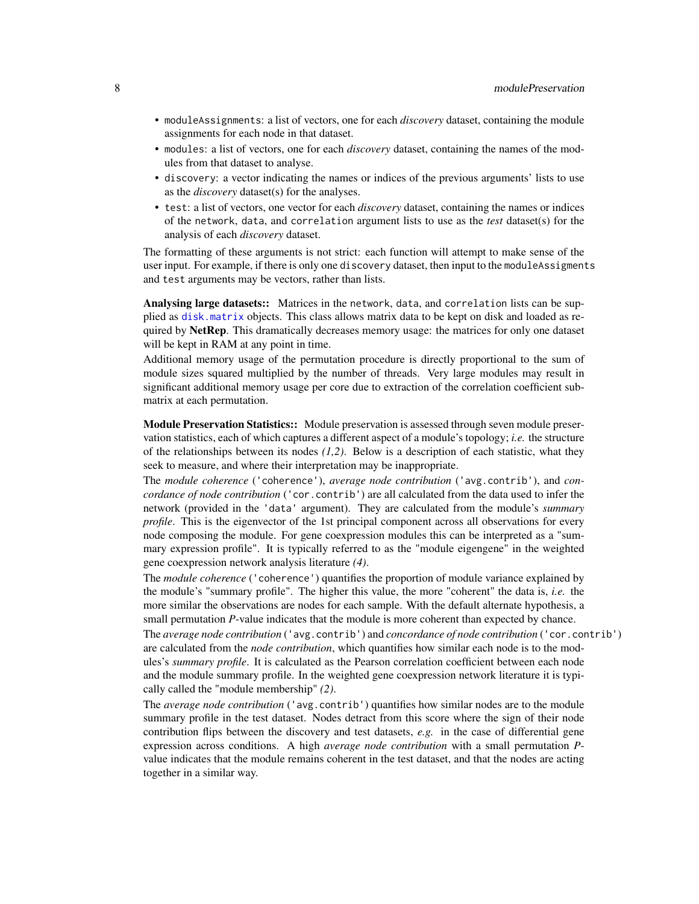- `moduleAssignments`: a list of vectors, one for each *discovery* dataset, containing the module assignments for each node in that dataset.
- `modules`: a list of vectors, one for each *discovery* dataset, containing the names of the modules from that dataset to analyse.
- `discovery`: a vector indicating the names or indices of the previous arguments' lists to use as the *discovery* dataset(s) for the analyses.
- `test`: a list of vectors, one vector for each *discovery* dataset, containing the names or indices of the `network`, `data`, and `correlation` argument lists to use as the *test* dataset(s) for the analysis of each *discovery* dataset.

The formatting of these arguments is not strict: each function will attempt to make sense of the user input. For example, if there is only one `discovery` dataset, then input to the `moduleAssigments` and `test` arguments may be vectors, rather than lists.

**Analysing large datasets::** Matrices in the `network`, `data`, and `correlation` lists can be supplied as `disk.matrix` objects. This class allows matrix data to be kept on disk and loaded as required by **NetRep**. This dramatically decreases memory usage: the matrices for only one dataset will be kept in RAM at any point in time.

Additional memory usage of the permutation procedure is directly proportional to the sum of module sizes squared multiplied by the number of threads. Very large modules may result in significant additional memory usage per core due to extraction of the correlation coefficient submatrix at each permutation.

**Module Preservation Statistics::** Module preservation is assessed through seven module preservation statistics, each of which captures a different aspect of a module's topology; *i.e.* the structure of the relationships between its nodes *(1,2)*. Below is a description of each statistic, what they seek to measure, and where their interpretation may be inappropriate.

The *module coherence* (`'coherence'`), *average node contribution* (`'avg.contrib'`), and *concordance of node contribution* (`'cor.contrib'`) are all calculated from the data used to infer the network (provided in the `'data'` argument). They are calculated from the module's *summary profile*. This is the eigenvector of the 1st principal component across all observations for every node composing the module. For gene coexpression modules this can be interpreted as a "summary expression profile". It is typically referred to as the "module eigengene" in the weighted gene coexpression network analysis literature *(4)*.

The *module coherence* (`'coherence'`) quantifies the proportion of module variance explained by the module's "summary profile". The higher this value, the more "coherent" the data is, *i.e.* the more similar the observations are nodes for each sample. With the default alternate hypothesis, a small permutation *P*-value indicates that the module is more coherent than expected by chance.

The *average node contribution* (`'avg.contrib'`) and *concordance of node contribution* (`'cor.contrib'`) are calculated from the *node contribution*, which quantifies how similar each node is to the modules's *summary profile*. It is calculated as the Pearson correlation coefficient between each node and the module summary profile. In the weighted gene coexpression network literature it is typically called the "module membership" *(2)*.

The *average node contribution* (`'avg.contrib'`) quantifies how similar nodes are to the module summary profile in the test dataset. Nodes detract from this score where the sign of their node contribution flips between the discovery and test datasets, *e.g.* in the case of differential gene expression across conditions. A high *average node contribution* with a small permutation *P*-value indicates that the module remains coherent in the test dataset, and that the nodes are acting together in a similar way.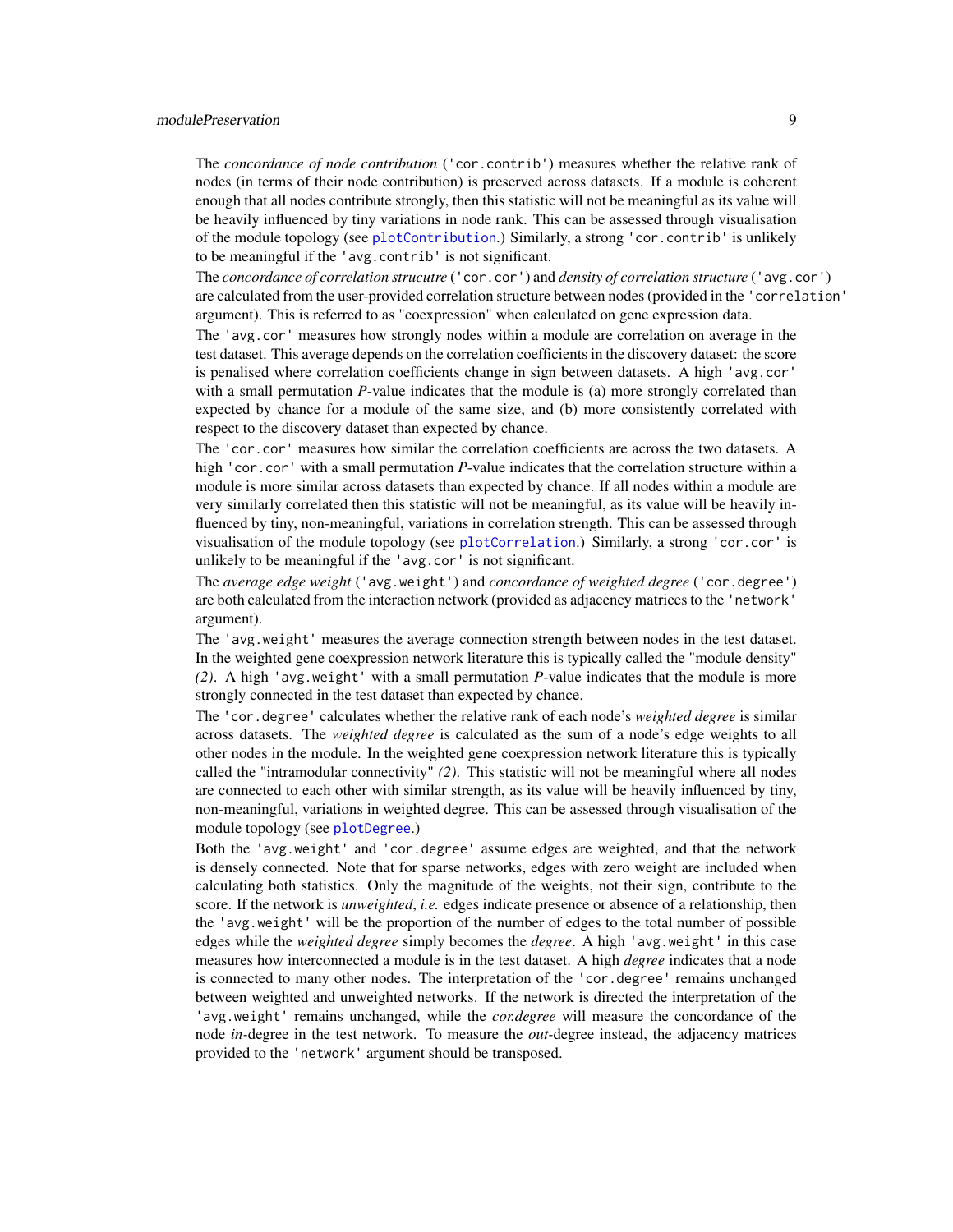The *concordance of node contribution* ('cor.contrib') measures whether the relative rank of nodes (in terms of their node contribution) is preserved across datasets. If a module is coherent enough that all nodes contribute strongly, then this statistic will not be meaningful as its value will be heavily influenced by tiny variations in node rank. This can be assessed through visualisation of the module topology (see plotContribution.) Similarly, a strong 'cor.contrib' is unlikely to be meaningful if the 'avg.contrib' is not significant.

The *concordance of correlation strucutre* ('cor.cor') and *density of correlation structure* ('avg.cor') are calculated from the user-provided correlation structure between nodes (provided in the 'correlation' argument). This is referred to as "coexpression" when calculated on gene expression data.

The 'avg.cor' measures how strongly nodes within a module are correlation on average in the test dataset. This average depends on the correlation coefficients in the discovery dataset: the score is penalised where correlation coefficients change in sign between datasets. A high 'avg.cor' with a small permutation *P*-value indicates that the module is (a) more strongly correlated than expected by chance for a module of the same size, and (b) more consistently correlated with respect to the discovery dataset than expected by chance.

The 'cor.cor' measures how similar the correlation coefficients are across the two datasets. A high 'cor.cor' with a small permutation *P*-value indicates that the correlation structure within a module is more similar across datasets than expected by chance. If all nodes within a module are very similarly correlated then this statistic will not be meaningful, as its value will be heavily influenced by tiny, non-meaningful, variations in correlation strength. This can be assessed through visualisation of the module topology (see plotCorrelation.) Similarly, a strong 'cor.cor' is unlikely to be meaningful if the 'avg.cor' is not significant.

The *average edge weight* ('avg.weight') and *concordance of weighted degree* ('cor.degree') are both calculated from the interaction network (provided as adjacency matrices to the 'network' argument).

The 'avg.weight' measures the average connection strength between nodes in the test dataset. In the weighted gene coexpression network literature this is typically called the "module density" *(2)*. A high 'avg.weight' with a small permutation *P*-value indicates that the module is more strongly connected in the test dataset than expected by chance.

The 'cor.degree' calculates whether the relative rank of each node's *weighted degree* is similar across datasets. The *weighted degree* is calculated as the sum of a node's edge weights to all other nodes in the module. In the weighted gene coexpression network literature this is typically called the "intramodular connectivity" *(2)*. This statistic will not be meaningful where all nodes are connected to each other with similar strength, as its value will be heavily influenced by tiny, non-meaningful, variations in weighted degree. This can be assessed through visualisation of the module topology (see plotDegree.)

Both the 'avg.weight' and 'cor.degree' assume edges are weighted, and that the network is densely connected. Note that for sparse networks, edges with zero weight are included when calculating both statistics. Only the magnitude of the weights, not their sign, contribute to the score. If the network is *unweighted*, *i.e.* edges indicate presence or absence of a relationship, then the 'avg.weight' will be the proportion of the number of edges to the total number of possible edges while the *weighted degree* simply becomes the *degree*. A high 'avg.weight' in this case measures how interconnected a module is in the test dataset. A high *degree* indicates that a node is connected to many other nodes. The interpretation of the 'cor.degree' remains unchanged between weighted and unweighted networks. If the network is directed the interpretation of the 'avg.weight' remains unchanged, while the *cor.degree* will measure the concordance of the node *in*-degree in the test network. To measure the *out*-degree instead, the adjacency matrices provided to the 'network' argument should be transposed.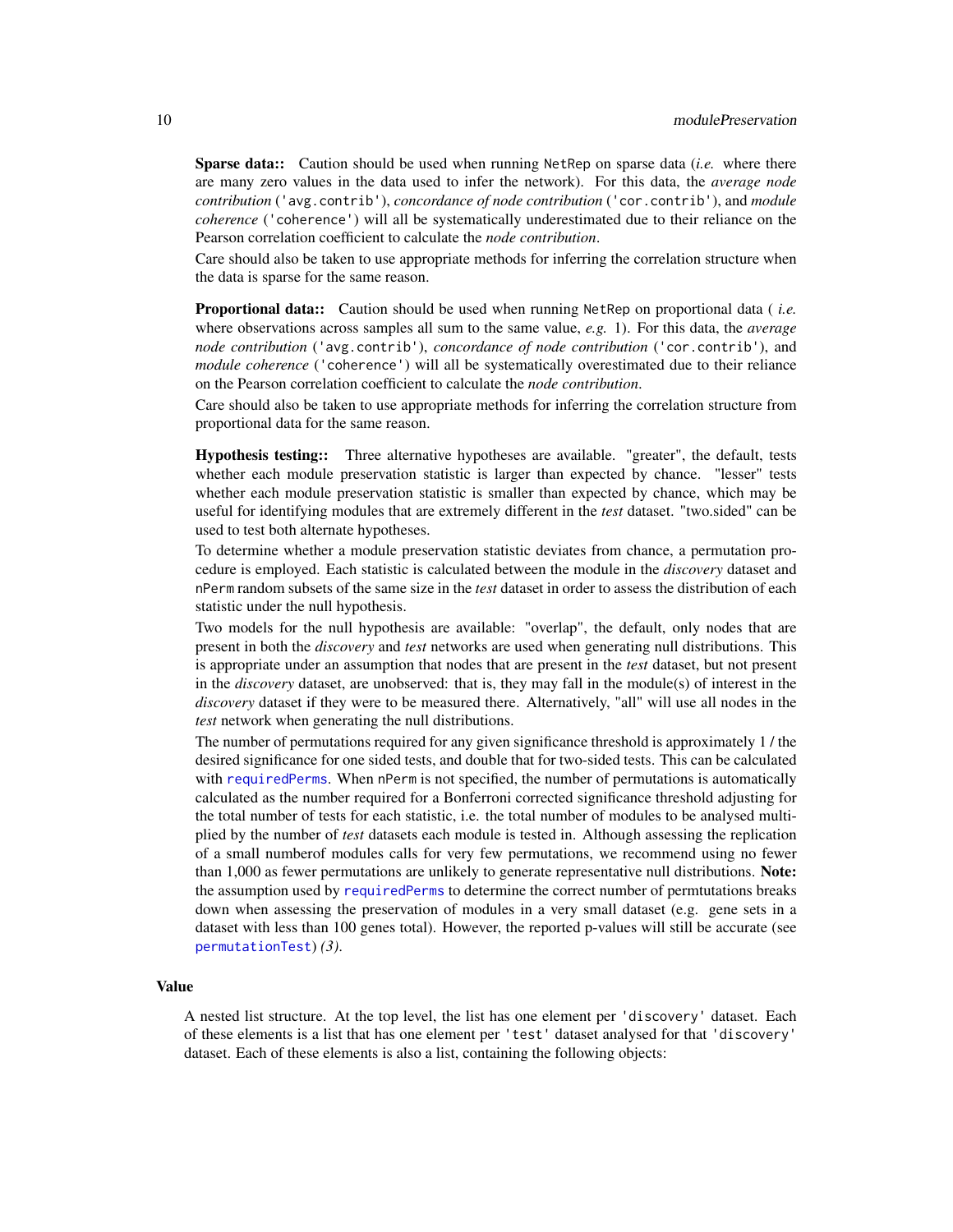**Sparse data::** Caution should be used when running `NetRep` on sparse data (*i.e.* where there are many zero values in the data used to infer the network). For this data, the *average node contribution* (`'avg.contrib'`), *concordance of node contribution* (`'cor.contrib'`), and *module coherence* (`'coherence'`) will all be systematically underestimated due to their reliance on the Pearson correlation coefficient to calculate the *node contribution*.

Care should also be taken to use appropriate methods for inferring the correlation structure when the data is sparse for the same reason.

**Proportional data::** Caution should be used when running `NetRep` on proportional data ( *i.e.* where observations across samples all sum to the same value, *e.g.* 1). For this data, the *average node contribution* (`'avg.contrib'`), *concordance of node contribution* (`'cor.contrib'`), and *module coherence* (`'coherence'`) will all be systematically overestimated due to their reliance on the Pearson correlation coefficient to calculate the *node contribution*.

Care should also be taken to use appropriate methods for inferring the correlation structure from proportional data for the same reason.

**Hypothesis testing::** Three alternative hypotheses are available. "greater", the default, tests whether each module preservation statistic is larger than expected by chance. "lesser" tests whether each module preservation statistic is smaller than expected by chance, which may be useful for identifying modules that are extremely different in the *test* dataset. "two.sided" can be used to test both alternate hypotheses.

To determine whether a module preservation statistic deviates from chance, a permutation procedure is employed. Each statistic is calculated between the module in the *discovery* dataset and `nPerm` random subsets of the same size in the *test* dataset in order to assess the distribution of each statistic under the null hypothesis.

Two models for the null hypothesis are available: "overlap", the default, only nodes that are present in both the *discovery* and *test* networks are used when generating null distributions. This is appropriate under an assumption that nodes that are present in the *test* dataset, but not present in the *discovery* dataset, are unobserved: that is, they may fall in the module(s) of interest in the *discovery* dataset if they were to be measured there. Alternatively, "all" will use all nodes in the *test* network when generating the null distributions.

The number of permutations required for any given significance threshold is approximately 1 / the desired significance for one sided tests, and double that for two-sided tests. This can be calculated with `requiredPerms`. When `nPerm` is not specified, the number of permutations is automatically calculated as the number required for a Bonferroni corrected significance threshold adjusting for the total number of tests for each statistic, i.e. the total number of modules to be analysed multiplied by the number of *test* datasets each module is tested in. Although assessing the replication of a small numberof modules calls for very few permutations, we recommend using no fewer than 1,000 as fewer permutations are unlikely to generate representative null distributions. **Note:** the assumption used by `requiredPerms` to determine the correct number of permtutations breaks down when assessing the preservation of modules in a very small dataset (e.g. gene sets in a dataset with less than 100 genes total). However, the reported p-values will still be accurate (see `permutationTest`) *(3)*.

## Value

A nested list structure. At the top level, the list has one element per `'discovery'` dataset. Each of these elements is a list that has one element per `'test'` dataset analysed for that `'discovery'` dataset. Each of these elements is also a list, containing the following objects: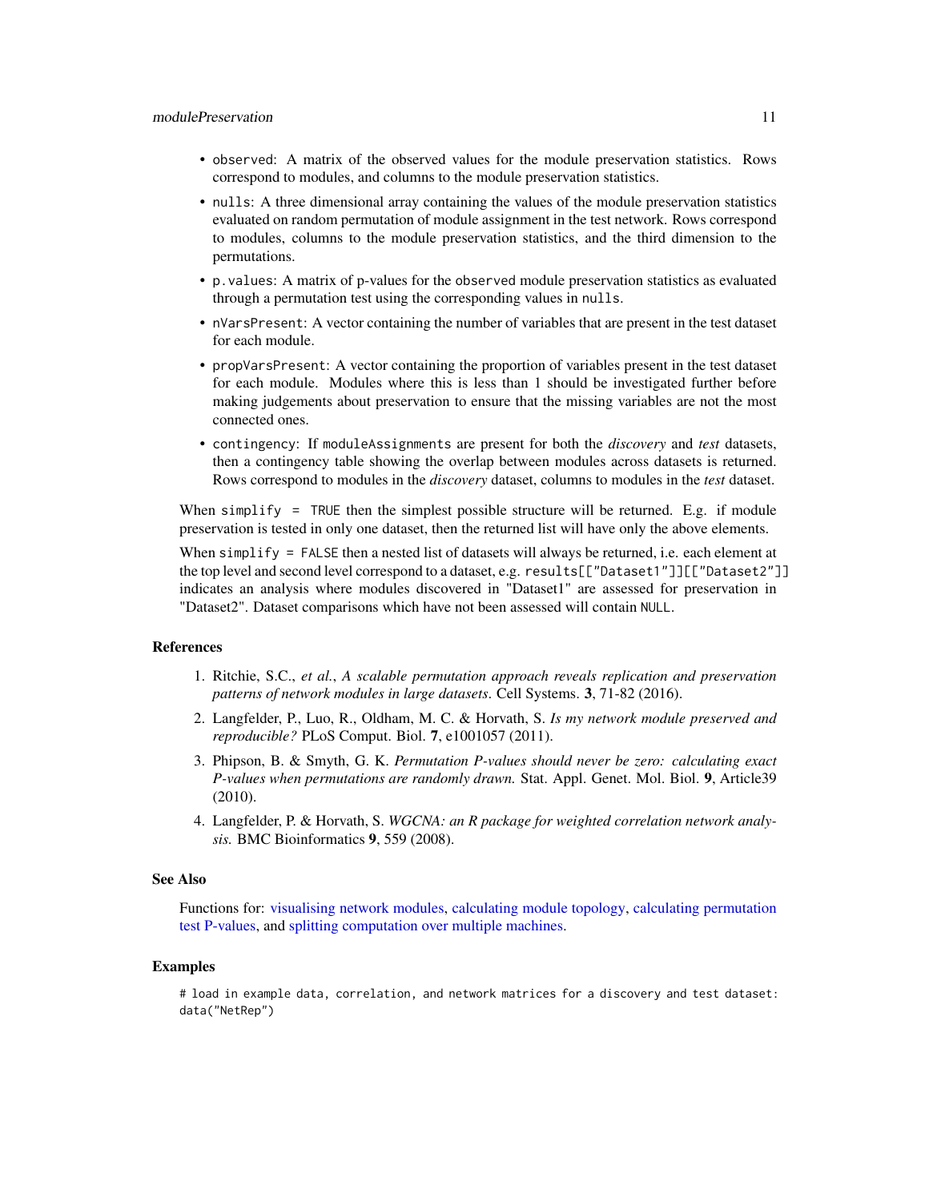- `observed`: A matrix of the observed values for the module preservation statistics. Rows correspond to modules, and columns to the module preservation statistics.
- `nulls`: A three dimensional array containing the values of the module preservation statistics evaluated on random permutation of module assignment in the test network. Rows correspond to modules, columns to the module preservation statistics, and the third dimension to the permutations.
- `p.values`: A matrix of p-values for the `observed` module preservation statistics as evaluated through a permutation test using the corresponding values in `nulls`.
- `nVarsPresent`: A vector containing the number of variables that are present in the test dataset for each module.
- `propVarsPresent`: A vector containing the proportion of variables present in the test dataset for each module. Modules where this is less than 1 should be investigated further before making judgements about preservation to ensure that the missing variables are not the most connected ones.
- `contingency`: If `moduleAssignments` are present for both the *discovery* and *test* datasets, then a contingency table showing the overlap between modules across datasets is returned. Rows correspond to modules in the *discovery* dataset, columns to modules in the *test* dataset.

When `simplify = TRUE` then the simplest possible structure will be returned. E.g. if module preservation is tested in only one dataset, then the returned list will have only the above elements.

When `simplify = FALSE` then a nested list of datasets will always be returned, i.e. each element at the top level and second level correspond to a dataset, e.g. `results[["Dataset1"]][["Dataset2"]]` indicates an analysis where modules discovered in "Dataset1" are assessed for preservation in "Dataset2". Dataset comparisons which have not been assessed will contain `NULL`.

### References

1. Ritchie, S.C., *et al.*, *A scalable permutation approach reveals replication and preservation patterns of network modules in large datasets*. Cell Systems. **3**, 71-82 (2016).
2. Langfelder, P., Luo, R., Oldham, M. C. & Horvath, S. *Is my network module preserved and reproducible?* PLoS Comput. Biol. **7**, e1001057 (2011).
3. Phipson, B. & Smyth, G. K. *Permutation P-values should never be zero: calculating exact P-values when permutations are randomly drawn.* Stat. Appl. Genet. Mol. Biol. **9**, Article39 (2010).
4. Langfelder, P. & Horvath, S. *WGCNA: an R package for weighted correlation network analysis.* BMC Bioinformatics **9**, 559 (2008).

### See Also

Functions for: visualising network modules, calculating module topology, calculating permutation test P-values, and splitting computation over multiple machines.

### Examples

```
# load in example data, correlation, and network matrices for a discovery and test dataset:
data("NetRep")
```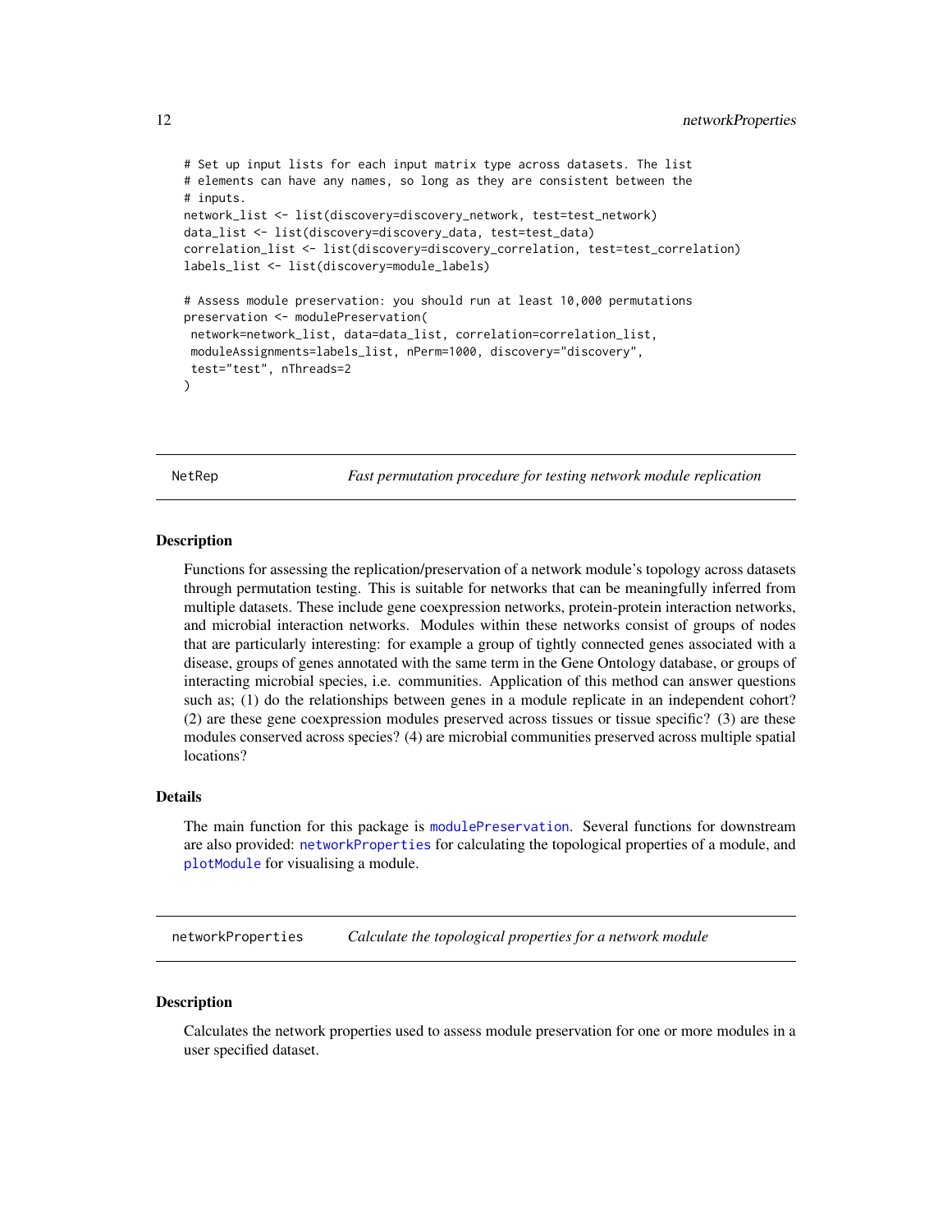```
# Set up input lists for each input matrix type across datasets. The list
# elements can have any names, so long as they are consistent between the
# inputs.
network_list <- list(discovery=discovery_network, test=test_network)
data_list <- list(discovery=discovery_data, test=test_data)
correlation_list <- list(discovery=discovery_correlation, test=test_correlation)
labels_list <- list(discovery=module_labels)

# Assess module preservation: you should run at least 10,000 permutations
preservation <- modulePreservation(
 network=network_list, data=data_list, correlation=correlation_list,
 moduleAssignments=labels_list, nPerm=1000, discovery="discovery",
 test="test", nThreads=2
)
```

## NetRep — *Fast permutation procedure for testing network module replication*

### Description

Functions for assessing the replication/preservation of a network module's topology across datasets through permutation testing. This is suitable for networks that can be meaningfully inferred from multiple datasets. These include gene coexpression networks, protein-protein interaction networks, and microbial interaction networks. Modules within these networks consist of groups of nodes that are particularly interesting: for example a group of tightly connected genes associated with a disease, groups of genes annotated with the same term in the Gene Ontology database, or groups of interacting microbial species, i.e. communities. Application of this method can answer questions such as; (1) do the relationships between genes in a module replicate in an independent cohort? (2) are these gene coexpression modules preserved across tissues or tissue specific? (3) are these modules conserved across species? (4) are microbial communities preserved across multiple spatial locations?

### Details

The main function for this package is `modulePreservation`. Several functions for downstream are also provided: `networkProperties` for calculating the topological properties of a module, and `plotModule` for visualising a module.

## networkProperties — *Calculate the topological properties for a network module*

### Description

Calculates the network properties used to assess module preservation for one or more modules in a user specified dataset.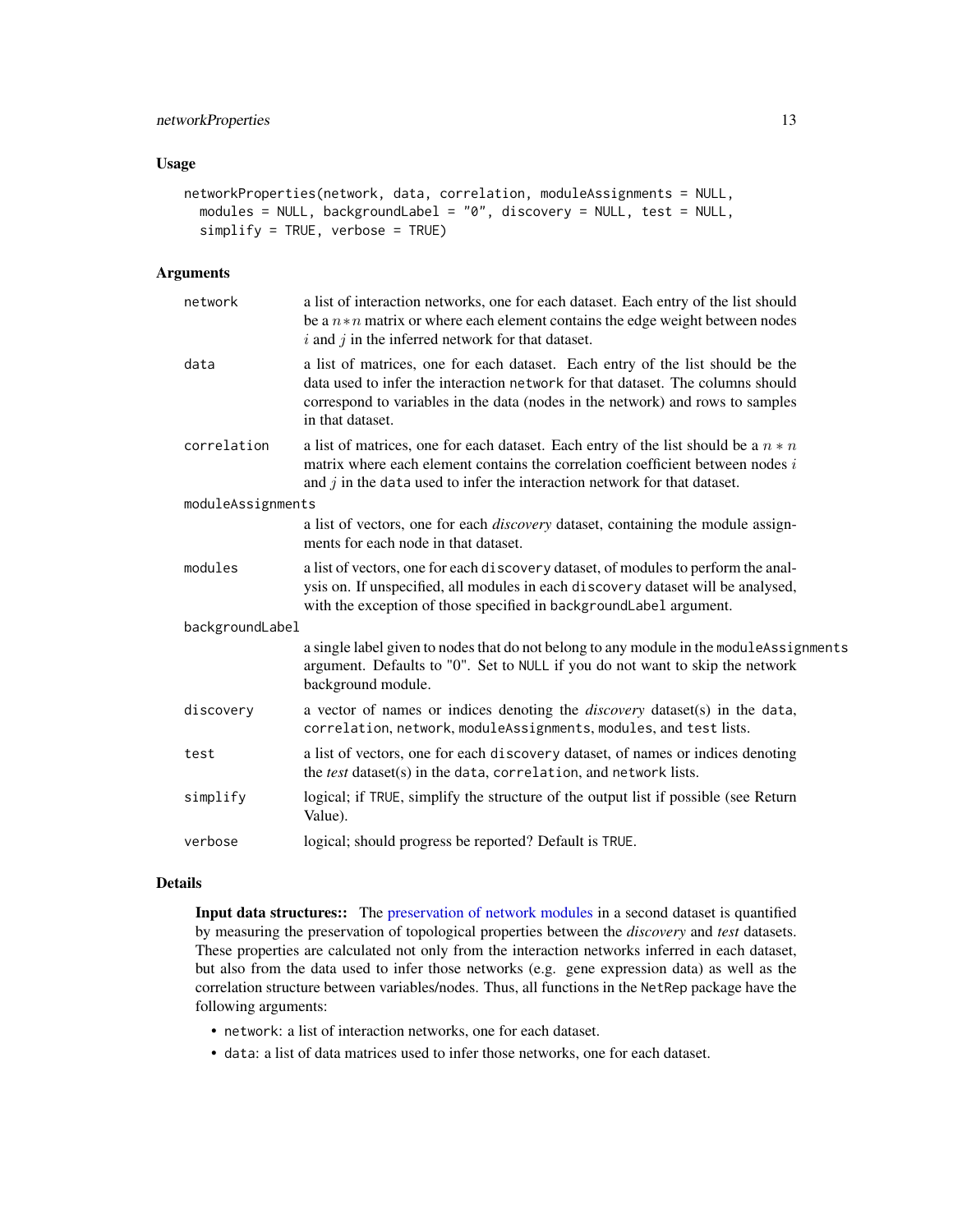### Usage

```
networkProperties(network, data, correlation, moduleAssignments = NULL,
  modules = NULL, backgroundLabel = "0", discovery = NULL, test = NULL,
  simplify = TRUE, verbose = TRUE)
```

### Arguments

- `network` — a list of interaction networks, one for each dataset. Each entry of the list should be a $n * n$ matrix or where each element contains the edge weight between nodes $i$ and $j$ in the inferred network for that dataset.
- `data` — a list of matrices, one for each dataset. Each entry of the list should be the data used to infer the interaction `network` for that dataset. The columns should correspond to variables in the data (nodes in the network) and rows to samples in that dataset.
- `correlation` — a list of matrices, one for each dataset. Each entry of the list should be a $n * n$ matrix where each element contains the correlation coefficient between nodes $i$ and $j$ in the `data` used to infer the interaction network for that dataset.
- `moduleAssignments` — a list of vectors, one for each *discovery* dataset, containing the module assignments for each node in that dataset.
- `modules` — a list of vectors, one for each `discovery` dataset, of modules to perform the analysis on. If unspecified, all modules in each `discovery` dataset will be analysed, with the exception of those specified in `backgroundLabel` argument.
- `backgroundLabel` — a single label given to nodes that do not belong to any module in the `moduleAssignments` argument. Defaults to "0". Set to `NULL` if you do not want to skip the network background module.
- `discovery` — a vector of names or indices denoting the *discovery* dataset(s) in the `data`, `correlation`, `network`, `moduleAssignments`, `modules`, and `test` lists.
- `test` — a list of vectors, one for each `discovery` dataset, of names or indices denoting the *test* dataset(s) in the `data`, `correlation`, and `network` lists.
- `simplify` — logical; if `TRUE`, simplify the structure of the output list if possible (see Return Value).
- `verbose` — logical; should progress be reported? Default is `TRUE`.

### Details

**Input data structures::** The preservation of network modules in a second dataset is quantified by measuring the preservation of topological properties between the *discovery* and *test* datasets. These properties are calculated not only from the interaction networks inferred in each dataset, but also from the data used to infer those networks (e.g. gene expression data) as well as the correlation structure between variables/nodes. Thus, all functions in the `NetRep` package have the following arguments:

- `network`: a list of interaction networks, one for each dataset.
- `data`: a list of data matrices used to infer those networks, one for each dataset.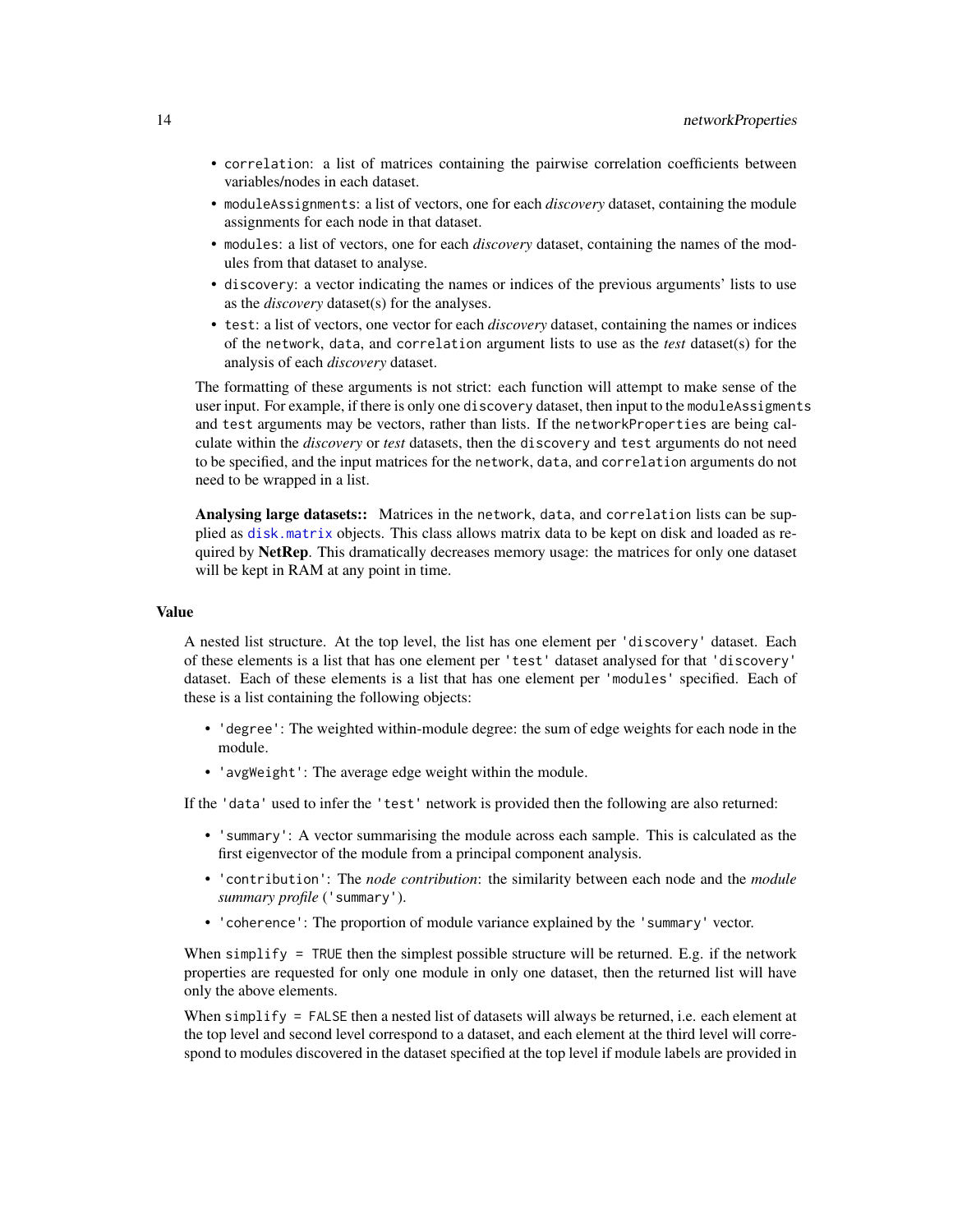- `correlation`: a list of matrices containing the pairwise correlation coefficients between variables/nodes in each dataset.
- `moduleAssignments`: a list of vectors, one for each *discovery* dataset, containing the module assignments for each node in that dataset.
- `modules`: a list of vectors, one for each *discovery* dataset, containing the names of the modules from that dataset to analyse.
- `discovery`: a vector indicating the names or indices of the previous arguments' lists to use as the *discovery* dataset(s) for the analyses.
- `test`: a list of vectors, one vector for each *discovery* dataset, containing the names or indices of the `network`, `data`, and `correlation` argument lists to use as the *test* dataset(s) for the analysis of each *discovery* dataset.

The formatting of these arguments is not strict: each function will attempt to make sense of the user input. For example, if there is only one `discovery` dataset, then input to the `moduleAssigments` and `test` arguments may be vectors, rather than lists. If the `networkProperties` are being calculate within the *discovery* or *test* datasets, then the `discovery` and `test` arguments do not need to be specified, and the input matrices for the `network`, `data`, and `correlation` arguments do not need to be wrapped in a list.

**Analysing large datasets::** Matrices in the `network`, `data`, and `correlation` lists can be supplied as `disk.matrix` objects. This class allows matrix data to be kept on disk and loaded as required by **NetRep**. This dramatically decreases memory usage: the matrices for only one dataset will be kept in RAM at any point in time.

### Value

A nested list structure. At the top level, the list has one element per `'discovery'` dataset. Each of these elements is a list that has one element per `'test'` dataset analysed for that `'discovery'` dataset. Each of these elements is a list that has one element per `'modules'` specified. Each of these is a list containing the following objects:

- `'degree'`: The weighted within-module degree: the sum of edge weights for each node in the module.
- `'avgWeight'`: The average edge weight within the module.

If the `'data'` used to infer the `'test'` network is provided then the following are also returned:

- `'summary'`: A vector summarising the module across each sample. This is calculated as the first eigenvector of the module from a principal component analysis.
- `'contribution'`: The *node contribution*: the similarity between each node and the *module summary profile* (`'summary'`).
- `'coherence'`: The proportion of module variance explained by the `'summary'` vector.

When `simplify = TRUE` then the simplest possible structure will be returned. E.g. if the network properties are requested for only one module in only one dataset, then the returned list will have only the above elements.

When `simplify = FALSE` then a nested list of datasets will always be returned, i.e. each element at the top level and second level correspond to a dataset, and each element at the third level will correspond to modules discovered in the dataset specified at the top level if module labels are provided in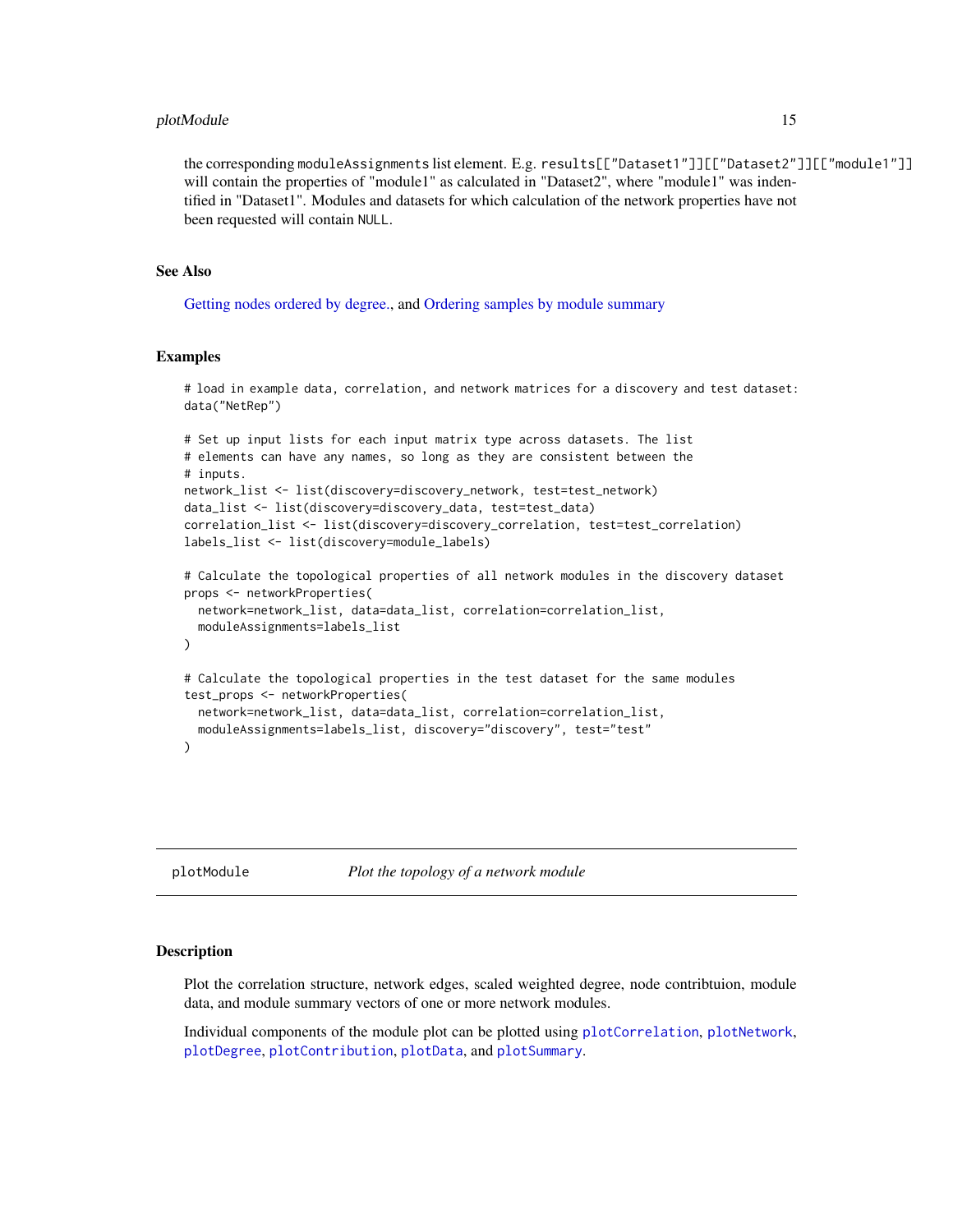the corresponding `moduleAssignments` list element. E.g. `results[["Dataset1"]][["Dataset2"]][["module1"]]` will contain the properties of "module1" as calculated in "Dataset2", where "module1" was indentified in "Dataset1". Modules and datasets for which calculation of the network properties have not been requested will contain `NULL`.

### See Also

Getting nodes ordered by degree., and Ordering samples by module summary

### Examples

```
# load in example data, correlation, and network matrices for a discovery and test dataset:
data("NetRep")

# Set up input lists for each input matrix type across datasets. The list
# elements can have any names, so long as they are consistent between the
# inputs.
network_list <- list(discovery=discovery_network, test=test_network)
data_list <- list(discovery=discovery_data, test=test_data)
correlation_list <- list(discovery=discovery_correlation, test=test_correlation)
labels_list <- list(discovery=module_labels)

# Calculate the topological properties of all network modules in the discovery dataset
props <- networkProperties(
  network=network_list, data=data_list, correlation=correlation_list,
  moduleAssignments=labels_list
)

# Calculate the topological properties in the test dataset for the same modules
test_props <- networkProperties(
  network=network_list, data=data_list, correlation=correlation_list,
  moduleAssignments=labels_list, discovery="discovery", test="test"
)
```

---

## plotModule — *Plot the topology of a network module*

---

### Description

Plot the correlation structure, network edges, scaled weighted degree, node contribtuion, module data, and module summary vectors of one or more network modules.

Individual components of the module plot can be plotted using `plotCorrelation`, `plotNetwork`, `plotDegree`, `plotContribution`, `plotData`, and `plotSummary`.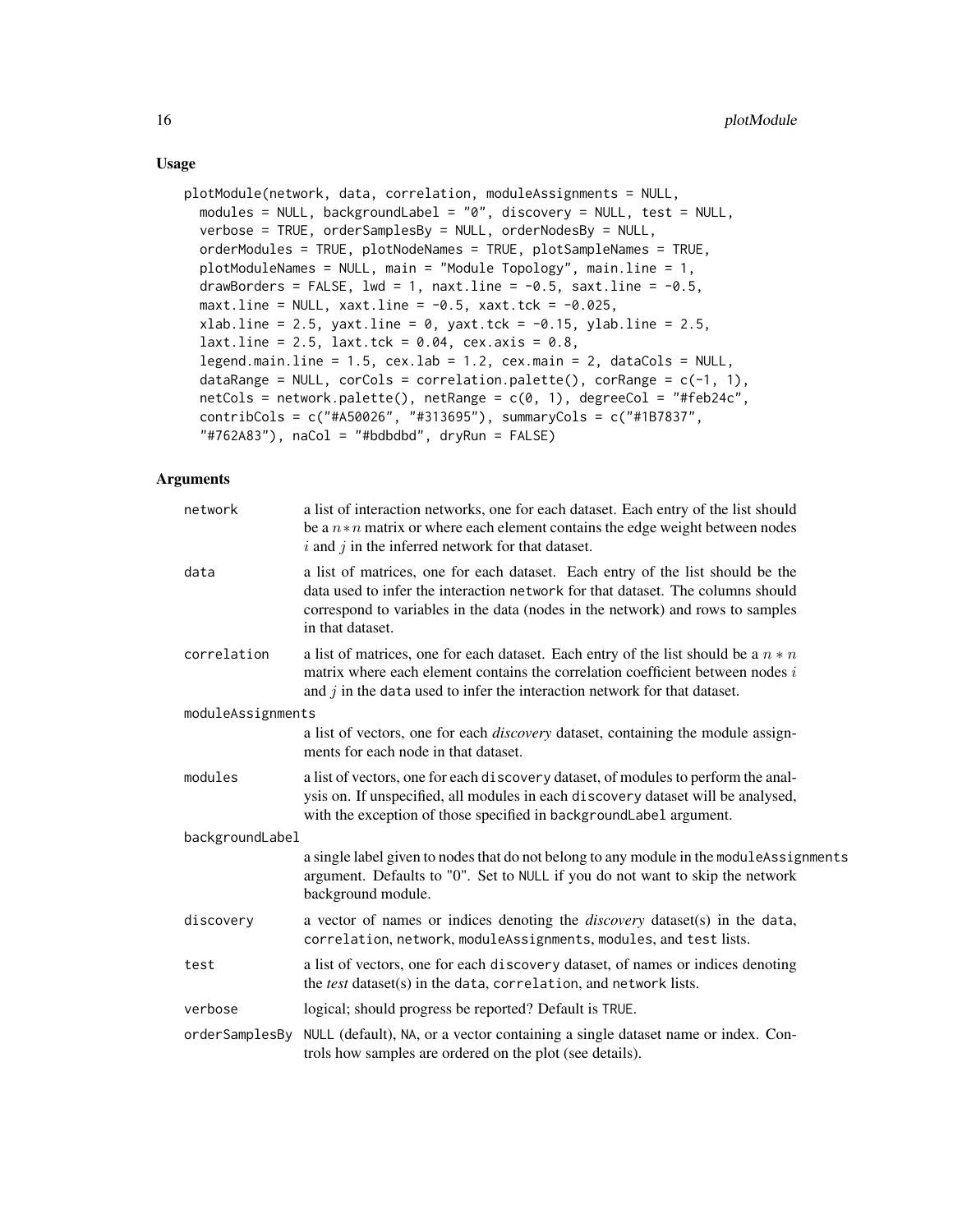## Usage

```
plotModule(network, data, correlation, moduleAssignments = NULL,
  modules = NULL, backgroundLabel = "0", discovery = NULL, test = NULL,
  verbose = TRUE, orderSamplesBy = NULL, orderNodesBy = NULL,
  orderModules = TRUE, plotNodeNames = TRUE, plotSampleNames = TRUE,
  plotModuleNames = NULL, main = "Module Topology", main.line = 1,
  drawBorders = FALSE, lwd = 1, naxt.line = -0.5, saxt.line = -0.5,
  maxt.line = NULL, xaxt.line = -0.5, xaxt.tck = -0.025,
  xlab.line = 2.5, yaxt.line = 0, yaxt.tck = -0.15, ylab.line = 2.5,
  laxt.line = 2.5, laxt.tck = 0.04, cex.axis = 0.8,
  legend.main.line = 1.5, cex.lab = 1.2, cex.main = 2, dataCols = NULL,
  dataRange = NULL, corCols = correlation.palette(), corRange = c(-1, 1),
  netCols = network.palette(), netRange = c(0, 1), degreeCol = "#feb24c",
  contribCols = c("#A50026", "#313695"), summaryCols = c("#1B7837",
  "#762A83"), naCol = "#bdbdbd", dryRun = FALSE)
```

## Arguments

| | |
|---|---|
| `network` | a list of interaction networks, one for each dataset. Each entry of the list should be a $n * n$ matrix or where each element contains the edge weight between nodes $i$ and $j$ in the inferred network for that dataset. |
| `data` | a list of matrices, one for each dataset. Each entry of the list should be the data used to infer the interaction `network` for that dataset. The columns should correspond to variables in the data (nodes in the network) and rows to samples in that dataset. |
| `correlation` | a list of matrices, one for each dataset. Each entry of the list should be a $n * n$ matrix where each element contains the correlation coefficient between nodes $i$ and $j$ in the `data` used to infer the interaction network for that dataset. |
| `moduleAssignments` | a list of vectors, one for each *discovery* dataset, containing the module assignments for each node in that dataset. |
| `modules` | a list of vectors, one for each `discovery` dataset, of modules to perform the analysis on. If unspecified, all modules in each `discovery` dataset will be analysed, with the exception of those specified in `backgroundLabel` argument. |
| `backgroundLabel` | a single label given to nodes that do not belong to any module in the `moduleAssignments` argument. Defaults to "0". Set to `NULL` if you do not want to skip the network background module. |
| `discovery` | a vector of names or indices denoting the *discovery* dataset(s) in the `data`, `correlation`, `network`, `moduleAssignments`, `modules`, and `test` lists. |
| `test` | a list of vectors, one for each `discovery` dataset, of names or indices denoting the *test* dataset(s) in the `data`, `correlation`, and `network` lists. |
| `verbose` | logical; should progress be reported? Default is `TRUE`. |
| `orderSamplesBy` | `NULL` (default), `NA`, or a vector containing a single dataset name or index. Controls how samples are ordered on the plot (see details). |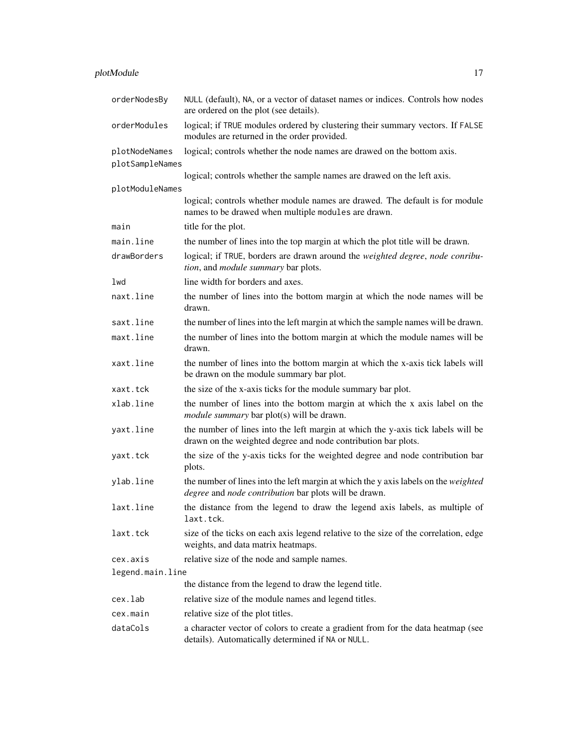| | |
|---|---|
| `orderNodesBy` | `NULL` (default), `NA`, or a vector of dataset names or indices. Controls how nodes are ordered on the plot (see details). |
| `orderModules` | logical; if `TRUE` modules ordered by clustering their summary vectors. If `FALSE` modules are returned in the order provided. |
| `plotNodeNames` | logical; controls whether the node names are drawed on the bottom axis. |
| `plotSampleNames` | logical; controls whether the sample names are drawed on the left axis. |
| `plotModuleNames` | logical; controls whether module names are drawed. The default is for module names to be drawed when multiple `modules` are drawn. |
| `main` | title for the plot. |
| `main.line` | the number of lines into the top margin at which the plot title will be drawn. |
| `drawBorders` | logical; if `TRUE`, borders are drawn around the *weighted degree*, *node conribution*, and *module summary* bar plots. |
| `lwd` | line width for borders and axes. |
| `naxt.line` | the number of lines into the bottom margin at which the node names will be drawn. |
| `saxt.line` | the number of lines into the left margin at which the sample names will be drawn. |
| `maxt.line` | the number of lines into the bottom margin at which the module names will be drawn. |
| `xaxt.line` | the number of lines into the bottom margin at which the x-axis tick labels will be drawn on the module summary bar plot. |
| `xaxt.tck` | the size of the x-axis ticks for the module summary bar plot. |
| `xlab.line` | the number of lines into the bottom margin at which the x axis label on the *module summary* bar plot(s) will be drawn. |
| `yaxt.line` | the number of lines into the left margin at which the y-axis tick labels will be drawn on the weighted degree and node contribution bar plots. |
| `yaxt.tck` | the size of the y-axis ticks for the weighted degree and node contribution bar plots. |
| `ylab.line` | the number of lines into the left margin at which the y axis labels on the *weighted degree* and *node contribution* bar plots will be drawn. |
| `laxt.line` | the distance from the legend to draw the legend axis labels, as multiple of `laxt.tck`. |
| `laxt.tck` | size of the ticks on each axis legend relative to the size of the correlation, edge weights, and data matrix heatmaps. |
| `cex.axis` | relative size of the node and sample names. |
| `legend.main.line` | the distance from the legend to draw the legend title. |
| `cex.lab` | relative size of the module names and legend titles. |
| `cex.main` | relative size of the plot titles. |
| `dataCols` | a character vector of colors to create a gradient from for the data heatmap (see details). Automatically determined if `NA` or `NULL`. |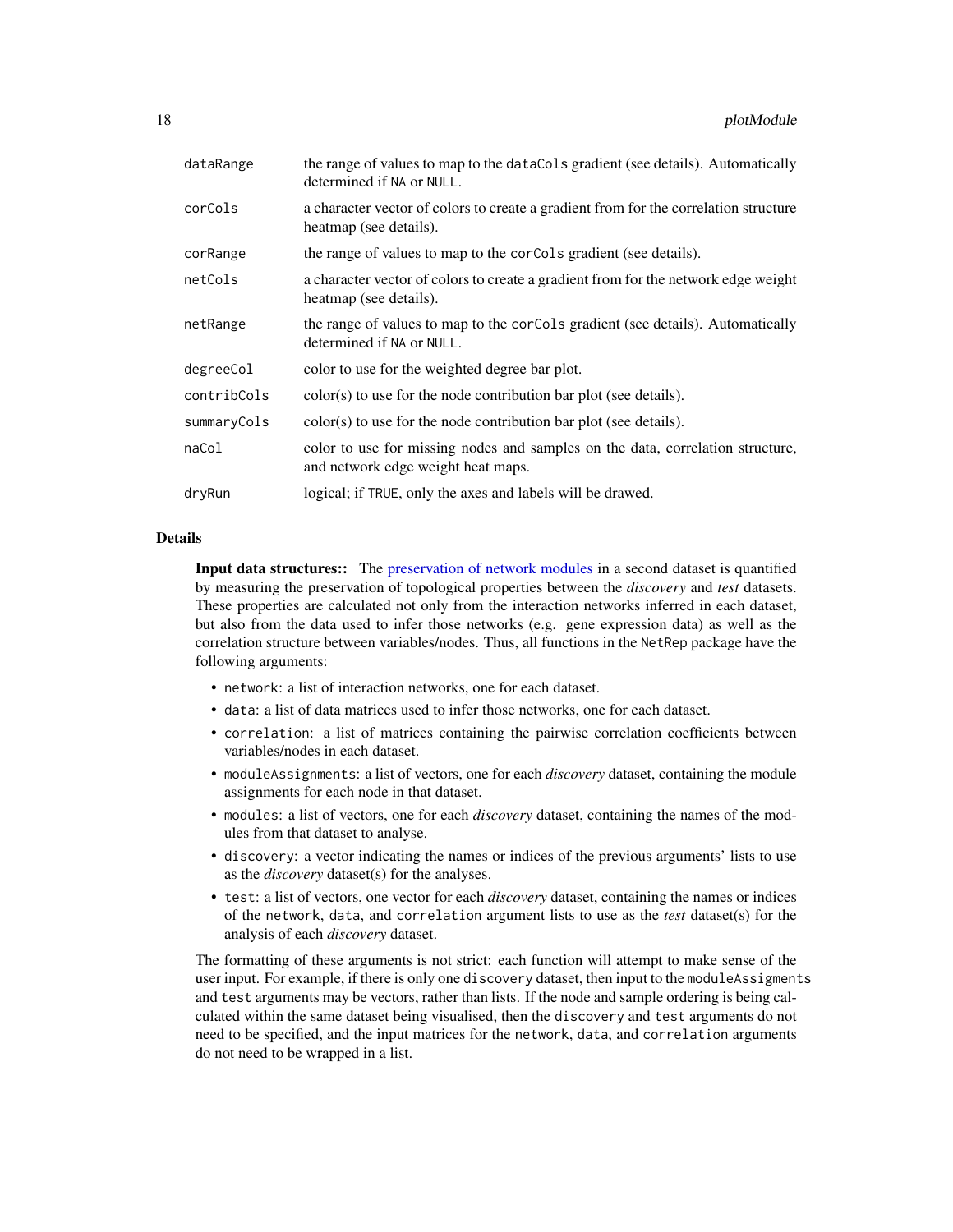| | |
|---|---|
| `dataRange` | the range of values to map to the `dataCols` gradient (see details). Automatically determined if `NA` or `NULL`. |
| `corCols` | a character vector of colors to create a gradient from for the correlation structure heatmap (see details). |
| `corRange` | the range of values to map to the `corCols` gradient (see details). |
| `netCols` | a character vector of colors to create a gradient from for the network edge weight heatmap (see details). |
| `netRange` | the range of values to map to the `corCols` gradient (see details). Automatically determined if `NA` or `NULL`. |
| `degreeCol` | color to use for the weighted degree bar plot. |
| `contribCols` | color(s) to use for the node contribution bar plot (see details). |
| `summaryCols` | color(s) to use for the node contribution bar plot (see details). |
| `naCol` | color to use for missing nodes and samples on the data, correlation structure, and network edge weight heat maps. |
| `dryRun` | logical; if `TRUE`, only the axes and labels will be drawed. |

## Details

**Input data structures::** The preservation of network modules in a second dataset is quantified by measuring the preservation of topological properties between the *discovery* and *test* datasets. These properties are calculated not only from the interaction networks inferred in each dataset, but also from the data used to infer those networks (e.g. gene expression data) as well as the correlation structure between variables/nodes. Thus, all functions in the `NetRep` package have the following arguments:

- `network`: a list of interaction networks, one for each dataset.
- `data`: a list of data matrices used to infer those networks, one for each dataset.
- `correlation`: a list of matrices containing the pairwise correlation coefficients between variables/nodes in each dataset.
- `moduleAssignments`: a list of vectors, one for each *discovery* dataset, containing the module assignments for each node in that dataset.
- `modules`: a list of vectors, one for each *discovery* dataset, containing the names of the modules from that dataset to analyse.
- `discovery`: a vector indicating the names or indices of the previous arguments' lists to use as the *discovery* dataset(s) for the analyses.
- `test`: a list of vectors, one vector for each *discovery* dataset, containing the names or indices of the `network`, `data`, and `correlation` argument lists to use as the *test* dataset(s) for the analysis of each *discovery* dataset.

The formatting of these arguments is not strict: each function will attempt to make sense of the user input. For example, if there is only one `discovery` dataset, then input to the `moduleAssigments` and `test` arguments may be vectors, rather than lists. If the node and sample ordering is being calculated within the same dataset being visualised, then the `discovery` and `test` arguments do not need to be specified, and the input matrices for the `network`, `data`, and `correlation` arguments do not need to be wrapped in a list.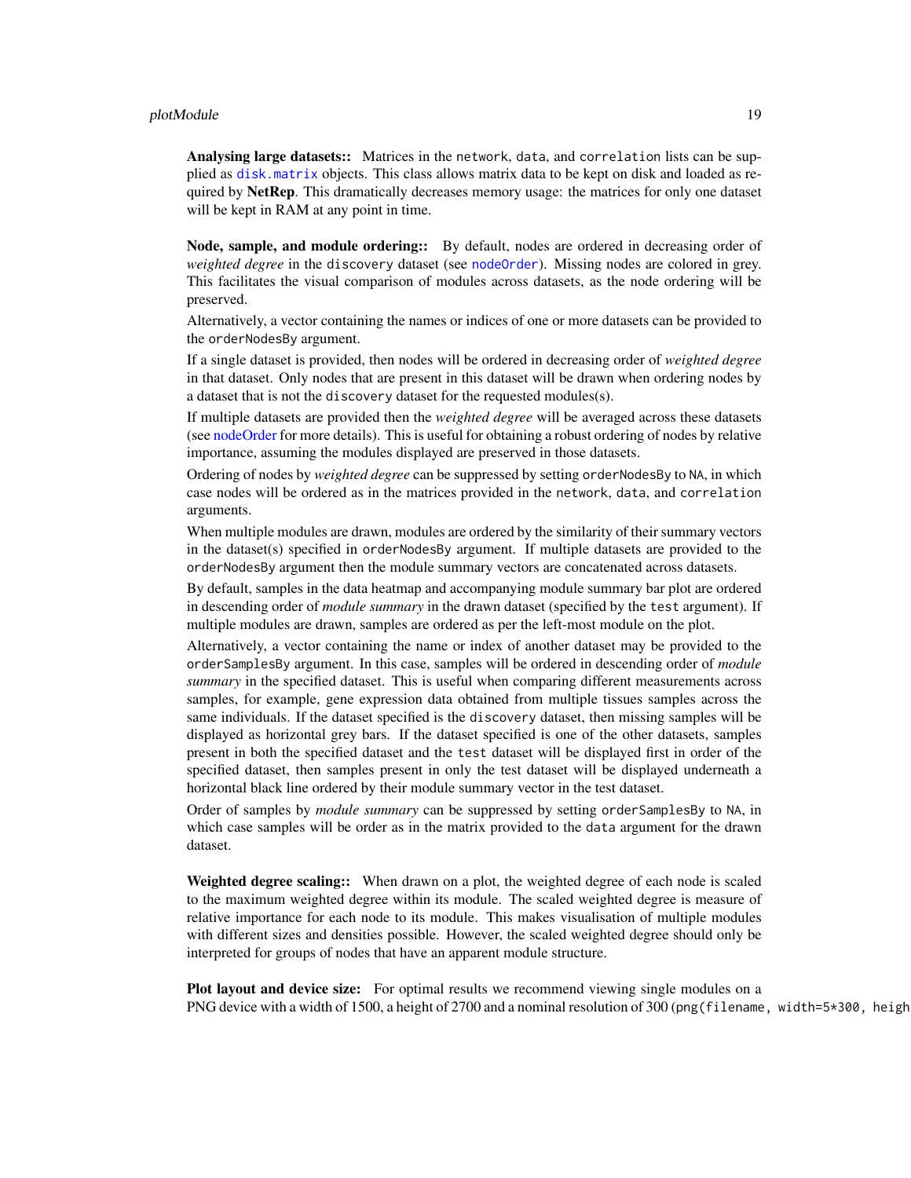**Analysing large datasets::** Matrices in the network, data, and correlation lists can be supplied as disk.matrix objects. This class allows matrix data to be kept on disk and loaded as required by **NetRep**. This dramatically decreases memory usage: the matrices for only one dataset will be kept in RAM at any point in time.

**Node, sample, and module ordering::** By default, nodes are ordered in decreasing order of *weighted degree* in the discovery dataset (see nodeOrder). Missing nodes are colored in grey. This facilitates the visual comparison of modules across datasets, as the node ordering will be preserved.

Alternatively, a vector containing the names or indices of one or more datasets can be provided to the orderNodesBy argument.

If a single dataset is provided, then nodes will be ordered in decreasing order of *weighted degree* in that dataset. Only nodes that are present in this dataset will be drawn when ordering nodes by a dataset that is not the discovery dataset for the requested modules(s).

If multiple datasets are provided then the *weighted degree* will be averaged across these datasets (see nodeOrder for more details). This is useful for obtaining a robust ordering of nodes by relative importance, assuming the modules displayed are preserved in those datasets.

Ordering of nodes by *weighted degree* can be suppressed by setting orderNodesBy to NA, in which case nodes will be ordered as in the matrices provided in the network, data, and correlation arguments.

When multiple modules are drawn, modules are ordered by the similarity of their summary vectors in the dataset(s) specified in orderNodesBy argument. If multiple datasets are provided to the orderNodesBy argument then the module summary vectors are concatenated across datasets.

By default, samples in the data heatmap and accompanying module summary bar plot are ordered in descending order of *module summary* in the drawn dataset (specified by the test argument). If multiple modules are drawn, samples are ordered as per the left-most module on the plot.

Alternatively, a vector containing the name or index of another dataset may be provided to the orderSamplesBy argument. In this case, samples will be ordered in descending order of *module summary* in the specified dataset. This is useful when comparing different measurements across samples, for example, gene expression data obtained from multiple tissues samples across the same individuals. If the dataset specified is the discovery dataset, then missing samples will be displayed as horizontal grey bars. If the dataset specified is one of the other datasets, samples present in both the specified dataset and the test dataset will be displayed first in order of the specified dataset, then samples present in only the test dataset will be displayed underneath a horizontal black line ordered by their module summary vector in the test dataset.

Order of samples by *module summary* can be suppressed by setting orderSamplesBy to NA, in which case samples will be order as in the matrix provided to the data argument for the drawn dataset.

**Weighted degree scaling::** When drawn on a plot, the weighted degree of each node is scaled to the maximum weighted degree within its module. The scaled weighted degree is measure of relative importance for each node to its module. This makes visualisation of multiple modules with different sizes and densities possible. However, the scaled weighted degree should only be interpreted for groups of nodes that have an apparent module structure.

**Plot layout and device size:** For optimal results we recommend viewing single modules on a PNG device with a width of 1500, a height of 2700 and a nominal resolution of 300 (png(filename, width=5*300, heigh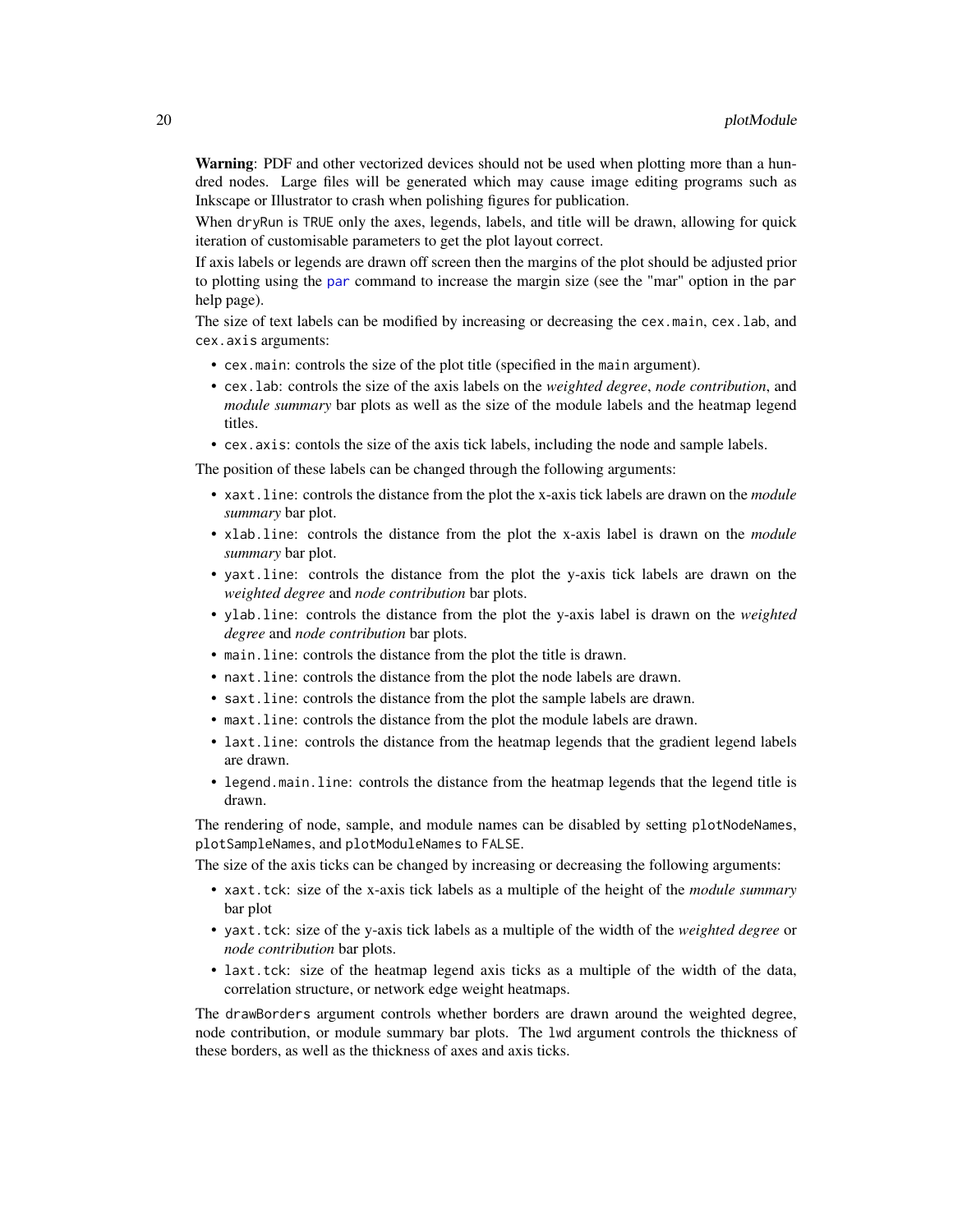**Warning**: PDF and other vectorized devices should not be used when plotting more than a hundred nodes. Large files will be generated which may cause image editing programs such as Inkscape or Illustrator to crash when polishing figures for publication.

When `dryRun` is `TRUE` only the axes, legends, labels, and title will be drawn, allowing for quick iteration of customisable parameters to get the plot layout correct.

If axis labels or legends are drawn off screen then the margins of the plot should be adjusted prior to plotting using the `par` command to increase the margin size (see the "mar" option in the `par` help page).

The size of text labels can be modified by increasing or decreasing the `cex.main`, `cex.lab`, and `cex.axis` arguments:

- `cex.main`: controls the size of the plot title (specified in the `main` argument).
- `cex.lab`: controls the size of the axis labels on the *weighted degree*, *node contribution*, and *module summary* bar plots as well as the size of the module labels and the heatmap legend titles.
- `cex.axis`: contols the size of the axis tick labels, including the node and sample labels.

The position of these labels can be changed through the following arguments:

- `xaxt.line`: controls the distance from the plot the x-axis tick labels are drawn on the *module summary* bar plot.
- `xlab.line`: controls the distance from the plot the x-axis label is drawn on the *module summary* bar plot.
- `yaxt.line`: controls the distance from the plot the y-axis tick labels are drawn on the *weighted degree* and *node contribution* bar plots.
- `ylab.line`: controls the distance from the plot the y-axis label is drawn on the *weighted degree* and *node contribution* bar plots.
- `main.line`: controls the distance from the plot the title is drawn.
- `naxt.line`: controls the distance from the plot the node labels are drawn.
- `saxt.line`: controls the distance from the plot the sample labels are drawn.
- `maxt.line`: controls the distance from the plot the module labels are drawn.
- `laxt.line`: controls the distance from the heatmap legends that the gradient legend labels are drawn.
- `legend.main.line`: controls the distance from the heatmap legends that the legend title is drawn.

The rendering of node, sample, and module names can be disabled by setting `plotNodeNames`, `plotSampleNames`, and `plotModuleNames` to `FALSE`.

The size of the axis ticks can be changed by increasing or decreasing the following arguments:

- `xaxt.tck`: size of the x-axis tick labels as a multiple of the height of the *module summary* bar plot
- `yaxt.tck`: size of the y-axis tick labels as a multiple of the width of the *weighted degree* or *node contribution* bar plots.
- `laxt.tck`: size of the heatmap legend axis ticks as a multiple of the width of the data, correlation structure, or network edge weight heatmaps.

The `drawBorders` argument controls whether borders are drawn around the weighted degree, node contribution, or module summary bar plots. The `lwd` argument controls the thickness of these borders, as well as the thickness of axes and axis ticks.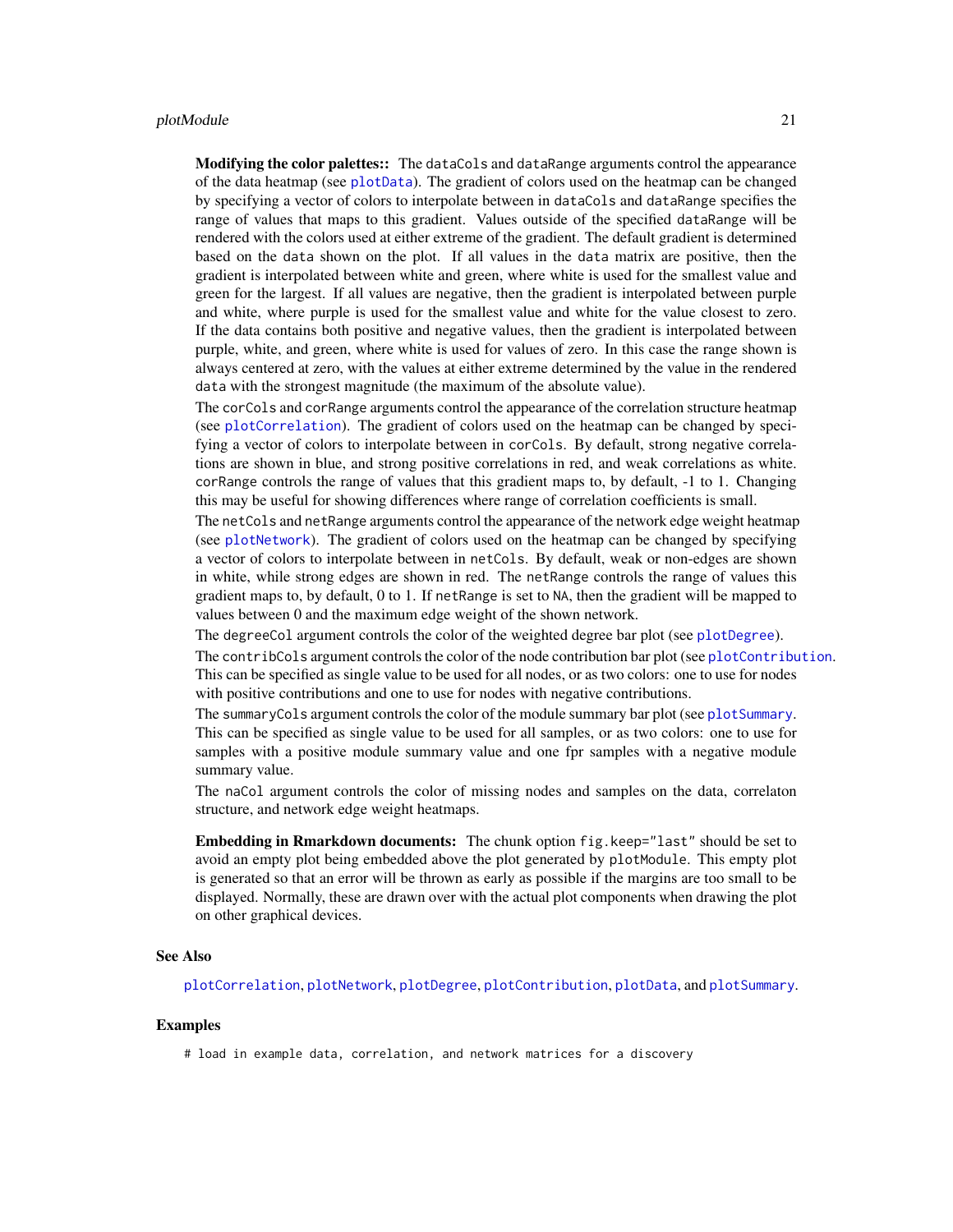**Modifying the color palettes::** The `dataCols` and `dataRange` arguments control the appearance of the data heatmap (see `plotData`). The gradient of colors used on the heatmap can be changed by specifying a vector of colors to interpolate between in `dataCols` and `dataRange` specifies the range of values that maps to this gradient. Values outside of the specified `dataRange` will be rendered with the colors used at either extreme of the gradient. The default gradient is determined based on the `data` shown on the plot. If all values in the `data` matrix are positive, then the gradient is interpolated between white and green, where white is used for the smallest value and green for the largest. If all values are negative, then the gradient is interpolated between purple and white, where purple is used for the smallest value and white for the value closest to zero. If the data contains both positive and negative values, then the gradient is interpolated between purple, white, and green, where white is used for values of zero. In this case the range shown is always centered at zero, with the values at either extreme determined by the value in the rendered `data` with the strongest magnitude (the maximum of the absolute value).

The `corCols` and `corRange` arguments control the appearance of the correlation structure heatmap (see `plotCorrelation`). The gradient of colors used on the heatmap can be changed by specifying a vector of colors to interpolate between in `corCols`. By default, strong negative correlations are shown in blue, and strong positive correlations in red, and weak correlations as white. `corRange` controls the range of values that this gradient maps to, by default, -1 to 1. Changing this may be useful for showing differences where range of correlation coefficients is small.

The `netCols` and `netRange` arguments control the appearance of the network edge weight heatmap (see `plotNetwork`). The gradient of colors used on the heatmap can be changed by specifying a vector of colors to interpolate between in `netCols`. By default, weak or non-edges are shown in white, while strong edges are shown in red. The `netRange` controls the range of values this gradient maps to, by default, 0 to 1. If `netRange` is set to `NA`, then the gradient will be mapped to values between 0 and the maximum edge weight of the shown network.

The `degreeCol` argument controls the color of the weighted degree bar plot (see `plotDegree`).

The `contribCols` argument controls the color of the node contribution bar plot (see `plotContribution`. This can be specified as single value to be used for all nodes, or as two colors: one to use for nodes with positive contributions and one to use for nodes with negative contributions.

The `summaryCols` argument controls the color of the module summary bar plot (see `plotSummary`. This can be specified as single value to be used for all samples, or as two colors: one to use for samples with a positive module summary value and one fpr samples with a negative module summary value.

The `naCol` argument controls the color of missing nodes and samples on the data, correlaton structure, and network edge weight heatmaps.

**Embedding in Rmarkdown documents:** The chunk option `fig.keep="last"` should be set to avoid an empty plot being embedded above the plot generated by `plotModule`. This empty plot is generated so that an error will be thrown as early as possible if the margins are too small to be displayed. Normally, these are drawn over with the actual plot components when drawing the plot on other graphical devices.

## See Also

`plotCorrelation`, `plotNetwork`, `plotDegree`, `plotContribution`, `plotData`, and `plotSummary`.

## Examples

```
# load in example data, correlation, and network matrices for a discovery
```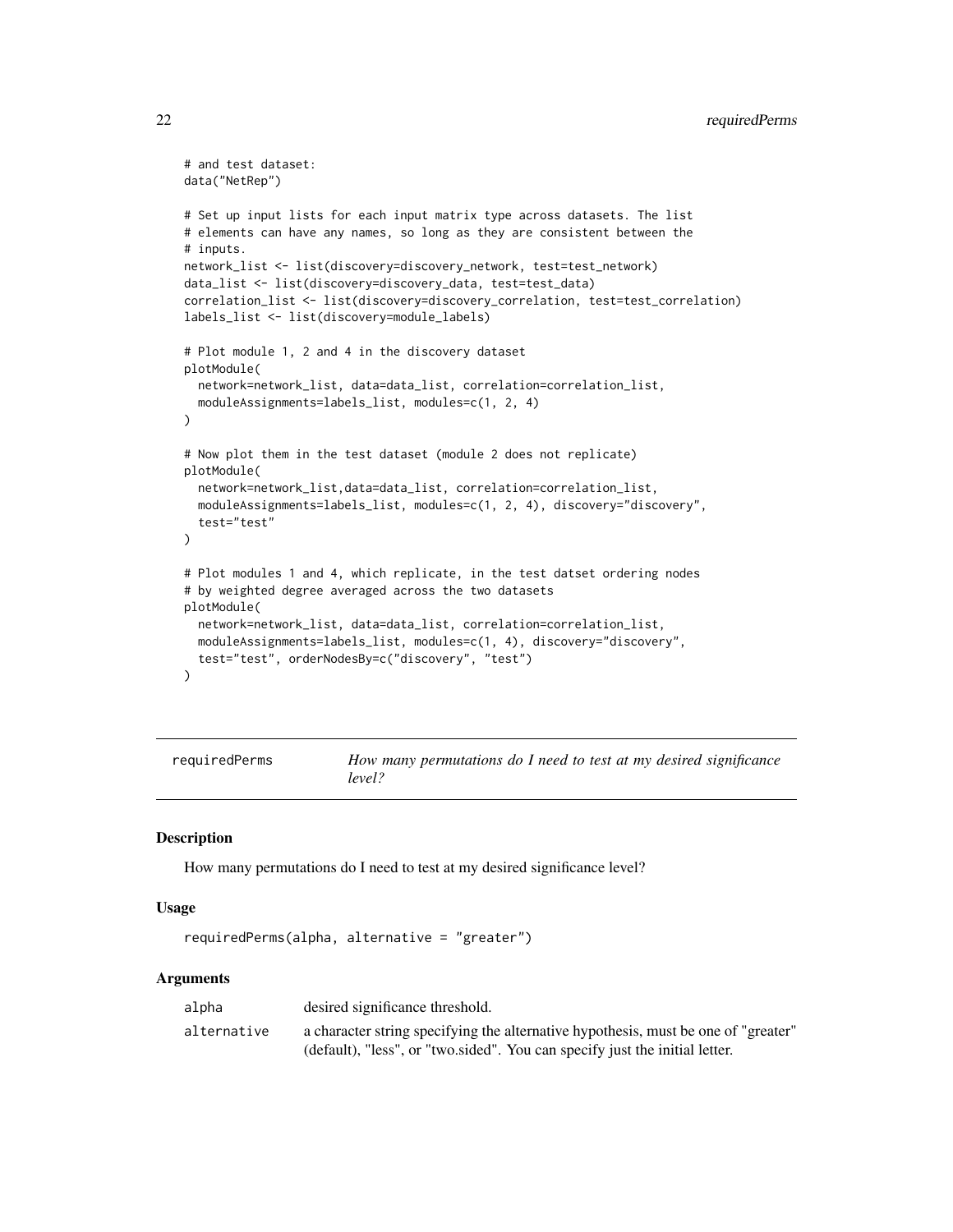```
# and test dataset:
data("NetRep")

# Set up input lists for each input matrix type across datasets. The list
# elements can have any names, so long as they are consistent between the
# inputs.
network_list <- list(discovery=discovery_network, test=test_network)
data_list <- list(discovery=discovery_data, test=test_data)
correlation_list <- list(discovery=discovery_correlation, test=test_correlation)
labels_list <- list(discovery=module_labels)

# Plot module 1, 2 and 4 in the discovery dataset
plotModule(
  network=network_list, data=data_list, correlation=correlation_list,
  moduleAssignments=labels_list, modules=c(1, 2, 4)
)

# Now plot them in the test dataset (module 2 does not replicate)
plotModule(
  network=network_list,data=data_list, correlation=correlation_list,
  moduleAssignments=labels_list, modules=c(1, 2, 4), discovery="discovery",
  test="test"
)

# Plot modules 1 and 4, which replicate, in the test datset ordering nodes
# by weighted degree averaged across the two datasets
plotModule(
  network=network_list, data=data_list, correlation=correlation_list,
  moduleAssignments=labels_list, modules=c(1, 4), discovery="discovery",
  test="test", orderNodesBy=c("discovery", "test")
)
```

## requiredPerms — *How many permutations do I need to test at my desired significance level?*

### Description

How many permutations do I need to test at my desired significance level?

### Usage

```
requiredPerms(alpha, alternative = "greater")
```

### Arguments

| | |
|---|---|
| alpha | desired significance threshold. |
| alternative | a character string specifying the alternative hypothesis, must be one of "greater" (default), "less", or "two.sided". You can specify just the initial letter. |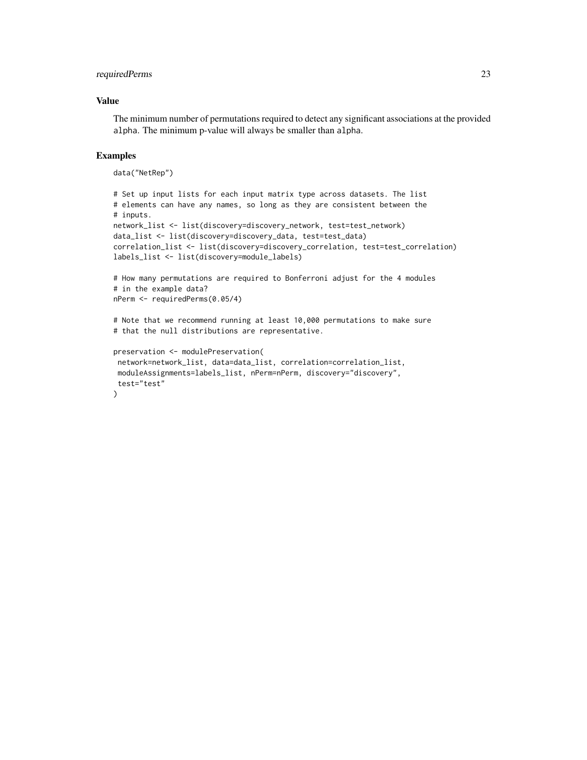## Value

The minimum number of permutations required to detect any significant associations at the provided `alpha`. The minimum p-value will always be smaller than `alpha`.

## Examples

```
data("NetRep")

# Set up input lists for each input matrix type across datasets. The list
# elements can have any names, so long as they are consistent between the
# inputs.
network_list <- list(discovery=discovery_network, test=test_network)
data_list <- list(discovery=discovery_data, test=test_data)
correlation_list <- list(discovery=discovery_correlation, test=test_correlation)
labels_list <- list(discovery=module_labels)

# How many permutations are required to Bonferroni adjust for the 4 modules
# in the example data?
nPerm <- requiredPerms(0.05/4)

# Note that we recommend running at least 10,000 permutations to make sure
# that the null distributions are representative.

preservation <- modulePreservation(
 network=network_list, data=data_list, correlation=correlation_list,
 moduleAssignments=labels_list, nPerm=nPerm, discovery="discovery",
 test="test"
)
```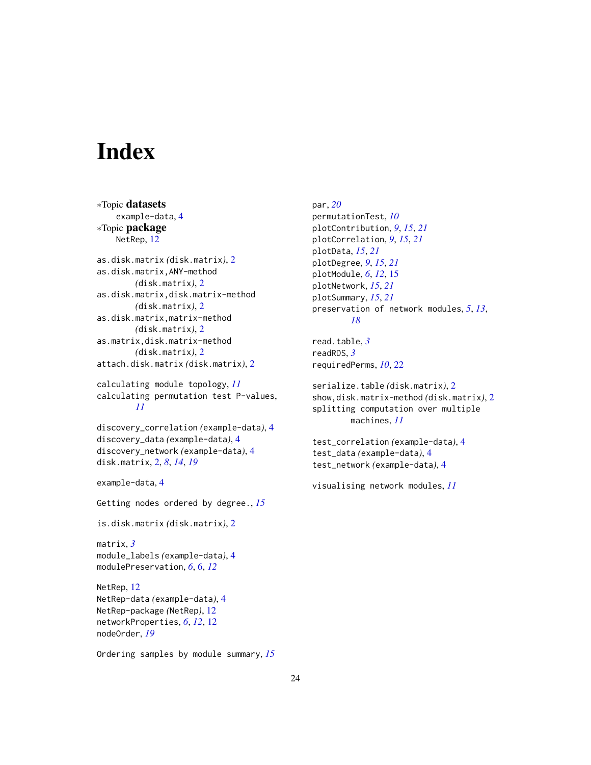# Index

*Topic **datasets**
    example-data, 4
*Topic **package**
    NetRep, 12

as.disk.matrix *(*disk.matrix*)*, 2
as.disk.matrix,ANY-method
    *(*disk.matrix*)*, 2
as.disk.matrix,disk.matrix-method
    *(*disk.matrix*)*, 2
as.disk.matrix,matrix-method
    *(*disk.matrix*)*, 2
as.matrix,disk.matrix-method
    *(*disk.matrix*)*, 2
attach.disk.matrix *(*disk.matrix*)*, 2

calculating module topology, *11*
calculating permutation test P-values,
    *11*

discovery_correlation *(*example-data*)*, 4
discovery_data *(*example-data*)*, 4
discovery_network *(*example-data*)*, 4
disk.matrix, 2, *8*, *14*, *19*

example-data, 4

Getting nodes ordered by degree., *15*

is.disk.matrix *(*disk.matrix*)*, 2

matrix, *3*
module_labels *(*example-data*)*, 4
modulePreservation, *6*, 6, *12*

NetRep, 12
NetRep-data *(*example-data*)*, 4
NetRep-package *(*NetRep*)*, 12
networkProperties, *6*, *12*, 12
nodeOrder, *19*

Ordering samples by module summary, *15*

par, *20*
permutationTest, *10*
plotContribution, *9*, *15*, *21*
plotCorrelation, *9*, *15*, *21*
plotData, *15*, *21*
plotDegree, *9*, *15*, *21*
plotModule, *6*, *12*, 15
plotNetwork, *15*, *21*
plotSummary, *15*, *21*
preservation of network modules, *5*, *13*,
    *18*

read.table, *3*
readRDS, *3*
requiredPerms, *10*, 22

serialize.table *(*disk.matrix*)*, 2
show,disk.matrix-method *(*disk.matrix*)*, 2
splitting computation over multiple
    machines, *11*

test_correlation *(*example-data*)*, 4
test_data *(*example-data*)*, 4
test_network *(*example-data*)*, 4

visualising network modules, *11*